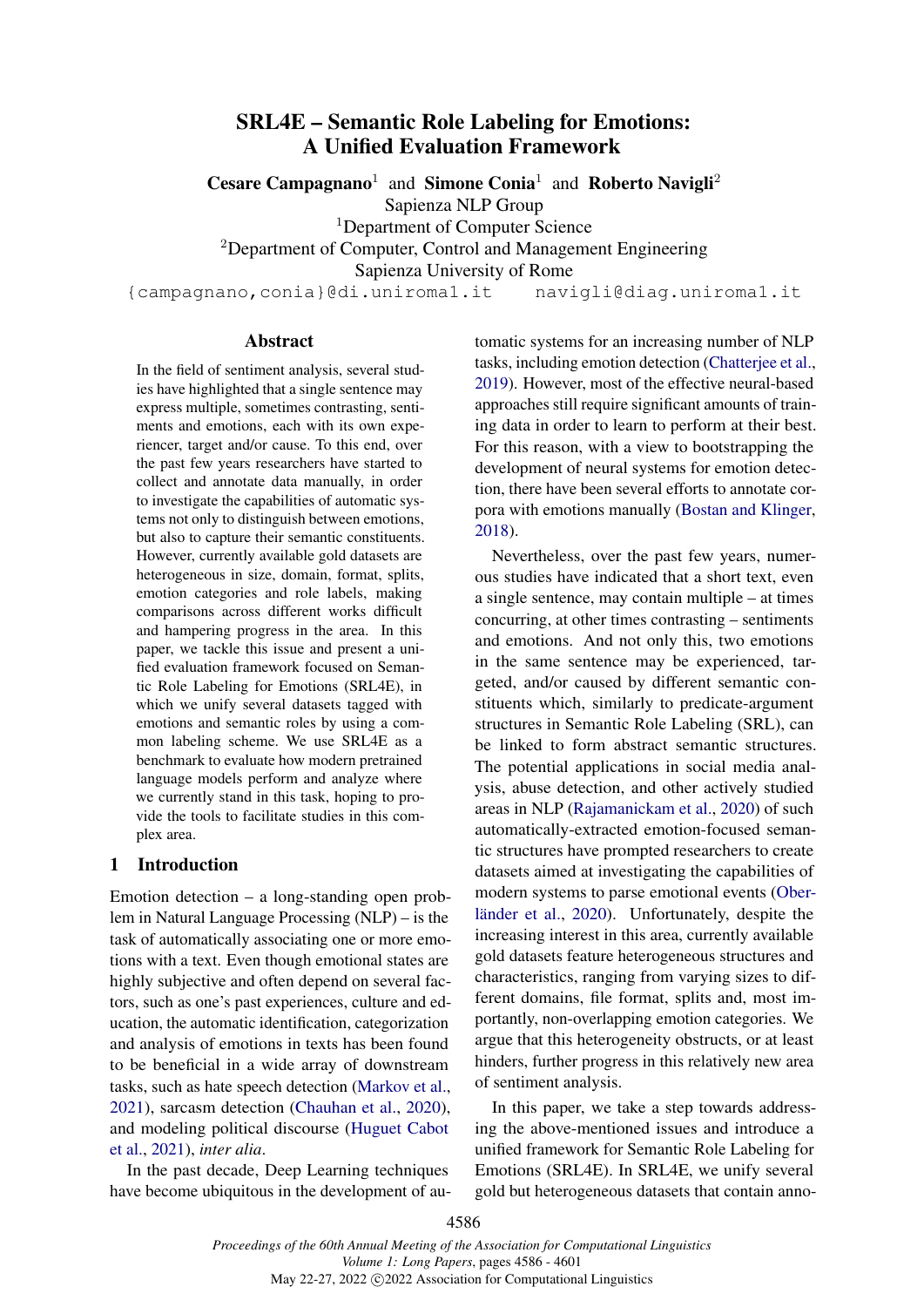# SRL4E – Semantic Role Labeling for Emotions: A Unified Evaluation Framework

**Cesare Campagnano**[1] and **Simone Conia**[1] and **Roberto Navigli**[2]

Sapienza NLP Group

[1]Department of Computer Science

[2]Department of Computer, Control and Management Engineering

Sapienza University of Rome

{campagnano,conia}@di.uniroma1.it    navigli@diag.uniroma1.it

## Abstract

In the field of sentiment analysis, several studies have highlighted that a single sentence may express multiple, sometimes contrasting, sentiments and emotions, each with its own experiencer, target and/or cause. To this end, over the past few years researchers have started to collect and annotate data manually, in order to investigate the capabilities of automatic systems not only to distinguish between emotions, but also to capture their semantic constituents. However, currently available gold datasets are heterogeneous in size, domain, format, splits, emotion categories and role labels, making comparisons across different works difficult and hampering progress in the area. In this paper, we tackle this issue and present a unified evaluation framework focused on Semantic Role Labeling for Emotions (SRL4E), in which we unify several datasets tagged with emotions and semantic roles by using a common labeling scheme. We use SRL4E as a benchmark to evaluate how modern pretrained language models perform and analyze where we currently stand in this task, hoping to provide the tools to facilitate studies in this complex area.

## 1 Introduction

Emotion detection – a long-standing open problem in Natural Language Processing (NLP) – is the task of automatically associating one or more emotions with a text. Even though emotional states are highly subjective and often depend on several factors, such as one's past experiences, culture and education, the automatic identification, categorization and analysis of emotions in texts has been found to be beneficial in a wide array of downstream tasks, such as hate speech detection (Markov et al., 2021), sarcasm detection (Chauhan et al., 2020), and modeling political discourse (Huguet Cabot et al., 2021), *inter alia*.

In the past decade, Deep Learning techniques have become ubiquitous in the development of automatic systems for an increasing number of NLP tasks, including emotion detection (Chatterjee et al., 2019). However, most of the effective neural-based approaches still require significant amounts of training data in order to learn to perform at their best. For this reason, with a view to bootstrapping the development of neural systems for emotion detection, there have been several efforts to annotate corpora with emotions manually (Bostan and Klinger, 2018).

Nevertheless, over the past few years, numerous studies have indicated that a short text, even a single sentence, may contain multiple – at times concurring, at other times contrasting – sentiments and emotions. And not only this, two emotions in the same sentence may be experienced, targeted, and/or caused by different semantic constituents which, similarly to predicate-argument structures in Semantic Role Labeling (SRL), can be linked to form abstract semantic structures. The potential applications in social media analysis, abuse detection, and other actively studied areas in NLP (Rajamanickam et al., 2020) of such automatically-extracted emotion-focused semantic structures have prompted researchers to create datasets aimed at investigating the capabilities of modern systems to parse emotional events (Oberländer et al., 2020). Unfortunately, despite the increasing interest in this area, currently available gold datasets feature heterogeneous structures and characteristics, ranging from varying sizes to different domains, file format, splits and, most importantly, non-overlapping emotion categories. We argue that this heterogeneity obstructs, or at least hinders, further progress in this relatively new area of sentiment analysis.

In this paper, we take a step towards addressing the above-mentioned issues and introduce a unified framework for Semantic Role Labeling for Emotions (SRL4E). In SRL4E, we unify several gold but heterogeneous datasets that contain anno-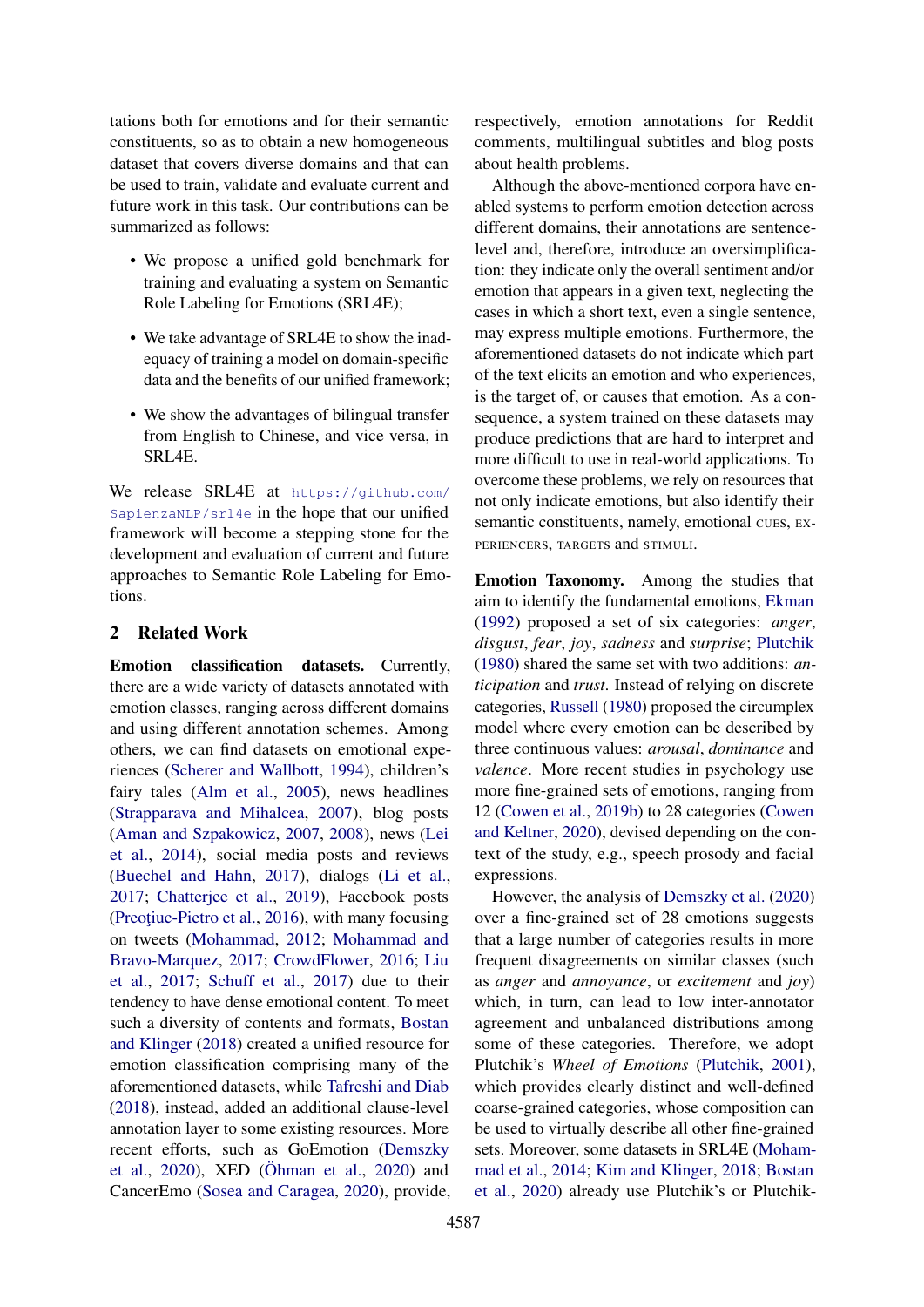tations both for emotions and for their semantic constituents, so as to obtain a new homogeneous dataset that covers diverse domains and that can be used to train, validate and evaluate current and future work in this task. Our contributions can be summarized as follows:

- We propose a unified gold benchmark for training and evaluating a system on Semantic Role Labeling for Emotions (SRL4E);
- We take advantage of SRL4E to show the inadequacy of training a model on domain-specific data and the benefits of our unified framework;
- We show the advantages of bilingual transfer from English to Chinese, and vice versa, in SRL4E.

We release SRL4E at `https://github.com/SapienzaNLP/srl4e` in the hope that our unified framework will become a stepping stone for the development and evaluation of current and future approaches to Semantic Role Labeling for Emotions.

## 2 Related Work

**Emotion classification datasets.** Currently, there are a wide variety of datasets annotated with emotion classes, ranging across different domains and using different annotation schemes. Among others, we can find datasets on emotional experiences (Scherer and Wallbott, 1994), children's fairy tales (Alm et al., 2005), news headlines (Strapparava and Mihalcea, 2007), blog posts (Aman and Szpakowicz, 2007, 2008), news (Lei et al., 2014), social media posts and reviews (Buechel and Hahn, 2017), dialogs (Li et al., 2017; Chatterjee et al., 2019), Facebook posts (Preoţiuc-Pietro et al., 2016), with many focusing on tweets (Mohammad, 2012; Mohammad and Bravo-Marquez, 2017; CrowdFlower, 2016; Liu et al., 2017; Schuff et al., 2017) due to their tendency to have dense emotional content. To meet such a diversity of contents and formats, Bostan and Klinger (2018) created a unified resource for emotion classification comprising many of the aforementioned datasets, while Tafreshi and Diab (2018), instead, added an additional clause-level annotation layer to some existing resources. More recent efforts, such as GoEmotion (Demszky et al., 2020), XED (Öhman et al., 2020) and CancerEmo (Sosea and Caragea, 2020), provide, respectively, emotion annotations for Reddit comments, multilingual subtitles and blog posts about health problems.

Although the above-mentioned corpora have enabled systems to perform emotion detection across different domains, their annotations are sentence-level and, therefore, introduce an oversimplification: they indicate only the overall sentiment and/or emotion that appears in a given text, neglecting the cases in which a short text, even a single sentence, may express multiple emotions. Furthermore, the aforementioned datasets do not indicate which part of the text elicits an emotion and who experiences, is the target of, or causes that emotion. As a consequence, a system trained on these datasets may produce predictions that are hard to interpret and more difficult to use in real-world applications. To overcome these problems, we rely on resources that not only indicate emotions, but also identify their semantic constituents, namely, emotional CUES, EXPERIENCERS, TARGETS and STIMULI.

**Emotion Taxonomy.** Among the studies that aim to identify the fundamental emotions, Ekman (1992) proposed a set of six categories: *anger*, *disgust*, *fear*, *joy*, *sadness* and *surprise*; Plutchik (1980) shared the same set with two additions: *anticipation* and *trust*. Instead of relying on discrete categories, Russell (1980) proposed the circumplex model where every emotion can be described by three continuous values: *arousal*, *dominance* and *valence*. More recent studies in psychology use more fine-grained sets of emotions, ranging from 12 (Cowen et al., 2019b) to 28 categories (Cowen and Keltner, 2020), devised depending on the context of the study, e.g., speech prosody and facial expressions.

However, the analysis of Demszky et al. (2020) over a fine-grained set of 28 emotions suggests that a large number of categories results in more frequent disagreements on similar classes (such as *anger* and *annoyance*, or *excitement* and *joy*) which, in turn, can lead to low inter-annotator agreement and unbalanced distributions among some of these categories. Therefore, we adopt Plutchik's *Wheel of Emotions* (Plutchik, 2001), which provides clearly distinct and well-defined coarse-grained categories, whose composition can be used to virtually describe all other fine-grained sets. Moreover, some datasets in SRL4E (Mohammad et al., 2014; Kim and Klinger, 2018; Bostan et al., 2020) already use Plutchik's or Plutchik-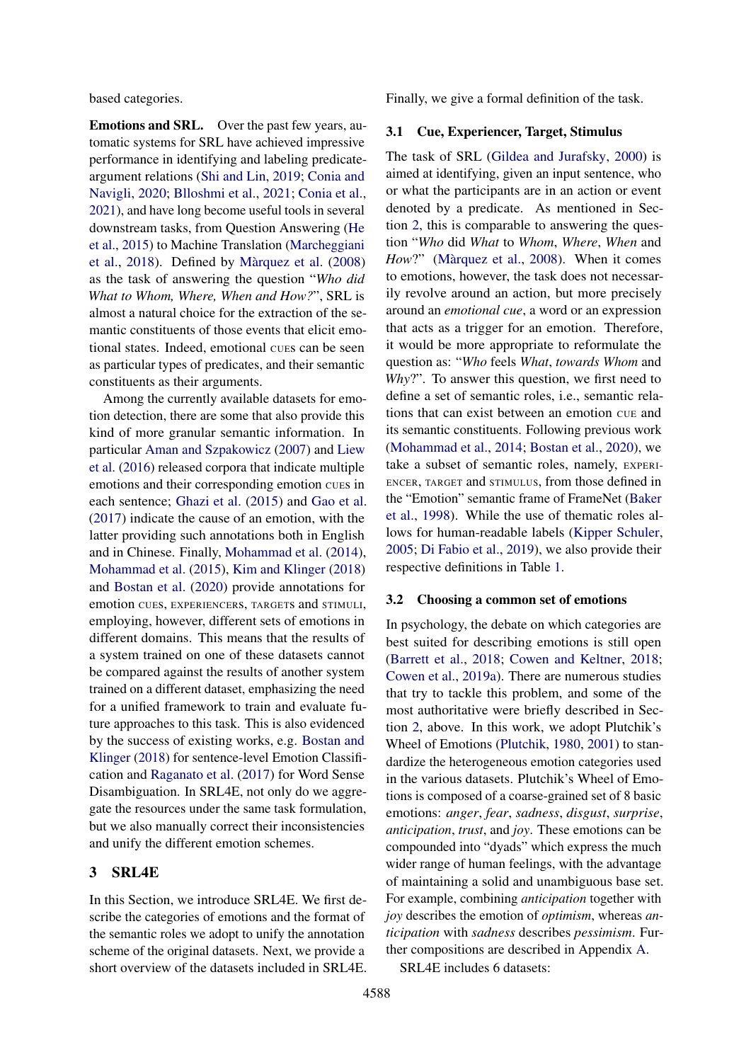based categories.

**Emotions and SRL.** Over the past few years, automatic systems for SRL have achieved impressive performance in identifying and labeling predicate-argument relations (Shi and Lin, 2019; Conia and Navigli, 2020; Blloshmi et al., 2021; Conia et al., 2021), and have long become useful tools in several downstream tasks, from Question Answering (He et al., 2015) to Machine Translation (Marcheggiani et al., 2018). Defined by Màrquez et al. (2008) as the task of answering the question "*Who did What to Whom, Where, When and How?*", SRL is almost a natural choice for the extraction of the semantic constituents of those events that elicit emotional states. Indeed, emotional CUES can be seen as particular types of predicates, and their semantic constituents as their arguments.

Among the currently available datasets for emotion detection, there are some that also provide this kind of more granular semantic information. In particular Aman and Szpakowicz (2007) and Liew et al. (2016) released corpora that indicate multiple emotions and their corresponding emotion CUES in each sentence; Ghazi et al. (2015) and Gao et al. (2017) indicate the cause of an emotion, with the latter providing such annotations both in English and in Chinese. Finally, Mohammad et al. (2014), Mohammad et al. (2015), Kim and Klinger (2018) and Bostan et al. (2020) provide annotations for emotion CUES, EXPERIENCERS, TARGETS and STIMULI, employing, however, different sets of emotions in different domains. This means that the results of a system trained on one of these datasets cannot be compared against the results of another system trained on a different dataset, emphasizing the need for a unified framework to train and evaluate future approaches to this task. This is also evidenced by the success of existing works, e.g. Bostan and Klinger (2018) for sentence-level Emotion Classification and Raganato et al. (2017) for Word Sense Disambiguation. In SRL4E, not only do we aggregate the resources under the same task formulation, but we also manually correct their inconsistencies and unify the different emotion schemes.

# 3 SRL4E

In this Section, we introduce SRL4E. We first describe the categories of emotions and the format of the semantic roles we adopt to unify the annotation scheme of the original datasets. Next, we provide a short overview of the datasets included in SRL4E. Finally, we give a formal definition of the task.

## 3.1 Cue, Experiencer, Target, Stimulus

The task of SRL (Gildea and Jurafsky, 2000) is aimed at identifying, given an input sentence, who or what the participants are in an action or event denoted by a predicate. As mentioned in Section 2, this is comparable to answering the question "*Who* did *What* to *Whom*, *Where*, *When* and *How*?" (Màrquez et al., 2008). When it comes to emotions, however, the task does not necessarily revolve around an action, but more precisely around an *emotional cue*, a word or an expression that acts as a trigger for an emotion. Therefore, it would be more appropriate to reformulate the question as: "*Who* feels *What*, *towards Whom* and *Why*?". To answer this question, we first need to define a set of semantic roles, i.e., semantic relations that can exist between an emotion CUE and its semantic constituents. Following previous work (Mohammad et al., 2014; Bostan et al., 2020), we take a subset of semantic roles, namely, EXPERIENCER, TARGET and STIMULUS, from those defined in the "Emotion" semantic frame of FrameNet (Baker et al., 1998). While the use of thematic roles allows for human-readable labels (Kipper Schuler, 2005; Di Fabio et al., 2019), we also provide their respective definitions in Table 1.

## 3.2 Choosing a common set of emotions

In psychology, the debate on which categories are best suited for describing emotions is still open (Barrett et al., 2018; Cowen and Keltner, 2018; Cowen et al., 2019a). There are numerous studies that try to tackle this problem, and some of the most authoritative were briefly described in Section 2, above. In this work, we adopt Plutchik's Wheel of Emotions (Plutchik, 1980, 2001) to standardize the heterogeneous emotion categories used in the various datasets. Plutchik's Wheel of Emotions is composed of a coarse-grained set of 8 basic emotions: *anger*, *fear*, *sadness*, *disgust*, *surprise*, *anticipation*, *trust*, and *joy*. These emotions can be compounded into "dyads" which express the much wider range of human feelings, with the advantage of maintaining a solid and unambiguous base set. For example, combining *anticipation* together with *joy* describes the emotion of *optimism*, whereas *anticipation* with *sadness* describes *pessimism*. Further compositions are described in Appendix A.

SRL4E includes 6 datasets: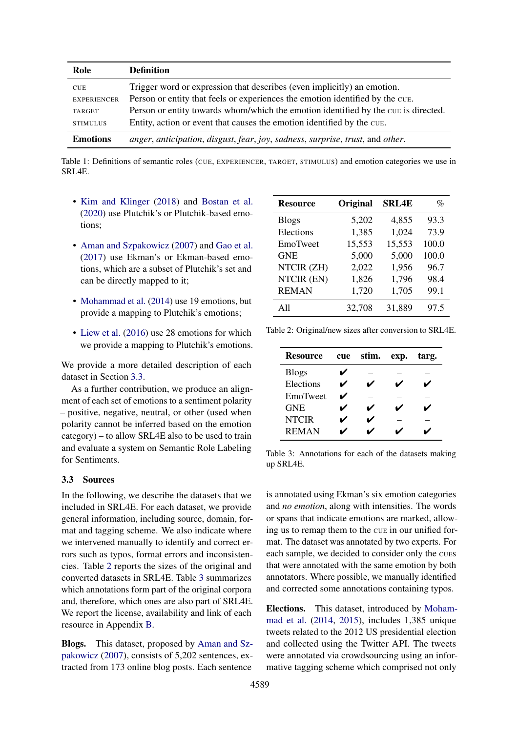| Role | Definition |
|---|---|
| CUE | Trigger word or expression that describes (even implicitly) an emotion. |
| EXPERIENCER | Person or entity that feels or experiences the emotion identified by the CUE. |
| TARGET | Person or entity towards whom/which the emotion identified by the CUE is directed. |
| STIMULUS | Entity, action or event that causes the emotion identified by the CUE. |
| **Emotions** | *anger*, *anticipation*, *disgust*, *fear*, *joy*, *sadness*, *surprise*, *trust*, and *other*. |

Table 1: Definitions of semantic roles (CUE, EXPERIENCER, TARGET, STIMULUS) and emotion categories we use in SRL4E.

- Kim and Klinger (2018) and Bostan et al. (2020) use Plutchik's or Plutchik-based emotions;
- Aman and Szpakowicz (2007) and Gao et al. (2017) use Ekman's or Ekman-based emotions, which are a subset of Plutchik's set and can be directly mapped to it;
- Mohammad et al. (2014) use 19 emotions, but provide a mapping to Plutchik's emotions;
- Liew et al. (2016) use 28 emotions for which we provide a mapping to Plutchik's emotions.

We provide a more detailed description of each dataset in Section 3.3.

As a further contribution, we produce an alignment of each set of emotions to a sentiment polarity – positive, negative, neutral, or other (used when polarity cannot be inferred based on the emotion category) – to allow SRL4E also to be used to train and evaluate a system on Semantic Role Labeling for Sentiments.

### 3.3 Sources

In the following, we describe the datasets that we included in SRL4E. For each dataset, we provide general information, including source, domain, format and tagging scheme. We also indicate where we intervened manually to identify and correct errors such as typos, format errors and inconsistencies. Table 2 reports the sizes of the original and converted datasets in SRL4E. Table 3 summarizes which annotations form part of the original corpora and, therefore, which ones are also part of SRL4E. We report the license, availability and link of each resource in Appendix B.

**Blogs.** This dataset, proposed by Aman and Szpakowicz (2007), consists of 5,202 sentences, extracted from 173 online blog posts. Each sentence is annotated using Ekman's six emotion categories and *no emotion*, along with intensities. The words or spans that indicate emotions are marked, allowing us to remap them to the CUE in our unified format. The dataset was annotated by two experts. For each sample, we decided to consider only the CUES that were annotated with the same emotion by both annotators. Where possible, we manually identified and corrected some annotations containing typos.

| Resource | Original | SRL4E | % |
|---|---|---|---|
| Blogs | 5,202 | 4,855 | 93.3 |
| Elections | 1,385 | 1,024 | 73.9 |
| EmoTweet | 15,553 | 15,553 | 100.0 |
| GNE | 5,000 | 5,000 | 100.0 |
| NTCIR (ZH) | 2,022 | 1,956 | 96.7 |
| NTCIR (EN) | 1,826 | 1,796 | 98.4 |
| REMAN | 1,720 | 1,705 | 99.1 |
| All | 32,708 | 31,889 | 97.5 |

Table 2: Original/new sizes after conversion to SRL4E.

| Resource | cue | stim. | exp. | targ. |
|---|---|---|---|---|
| Blogs | ✔ | – | – | – |
| Elections | ✔ | ✔ | ✔ | ✔ |
| EmoTweet | ✔ | – | – | – |
| GNE | ✔ | ✔ | ✔ | ✔ |
| NTCIR | ✔ | ✔ | – | – |
| REMAN | ✔ | ✔ | ✔ | ✔ |

Table 3: Annotations for each of the datasets making up SRL4E.

**Elections.** This dataset, introduced by Mohammad et al. (2014, 2015), includes 1,385 unique tweets related to the 2012 US presidential election and collected using the Twitter API. The tweets were annotated via crowdsourcing using an informative tagging scheme which comprised not only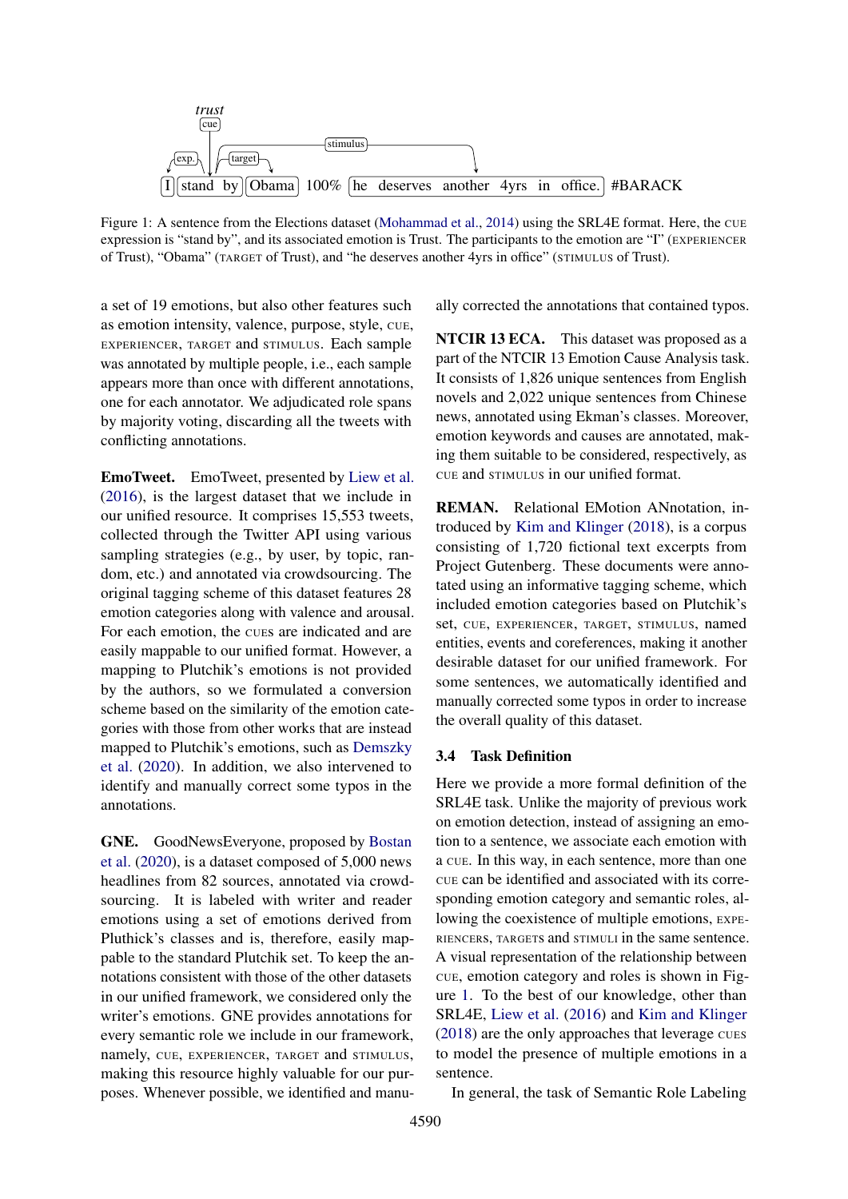Figure 1: A sentence from the Elections dataset (Mohammad et al., 2014) using the SRL4E format. Here, the CUE expression is "stand by", and its associated emotion is Trust. The participants to the emotion are "I" (EXPERIENCER of Trust), "Obama" (TARGET of Trust), and "he deserves another 4yrs in office" (STIMULUS of Trust).

a set of 19 emotions, but also other features such as emotion intensity, valence, purpose, style, CUE, EXPERIENCER, TARGET and STIMULUS. Each sample was annotated by multiple people, i.e., each sample appears more than once with different annotations, one for each annotator. We adjudicated role spans by majority voting, discarding all the tweets with conflicting annotations.

**EmoTweet.** EmoTweet, presented by Liew et al. (2016), is the largest dataset that we include in our unified resource. It comprises 15,553 tweets, collected through the Twitter API using various sampling strategies (e.g., by user, by topic, random, etc.) and annotated via crowdsourcing. The original tagging scheme of this dataset features 28 emotion categories along with valence and arousal. For each emotion, the CUES are indicated and are easily mappable to our unified format. However, a mapping to Plutchik's emotions is not provided by the authors, so we formulated a conversion scheme based on the similarity of the emotion categories with those from other works that are instead mapped to Plutchik's emotions, such as Demszky et al. (2020). In addition, we also intervened to identify and manually correct some typos in the annotations.

**GNE.** GoodNewsEveryone, proposed by Bostan et al. (2020), is a dataset composed of 5,000 news headlines from 82 sources, annotated via crowdsourcing. It is labeled with writer and reader emotions using a set of emotions derived from Pluthick's classes and is, therefore, easily mappable to the standard Plutchik set. To keep the annotations consistent with those of the other datasets in our unified framework, we considered only the writer's emotions. GNE provides annotations for every semantic role we include in our framework, namely, CUE, EXPERIENCER, TARGET and STIMULUS, making this resource highly valuable for our purposes. Whenever possible, we identified and manually corrected the annotations that contained typos.

**NTCIR 13 ECA.** This dataset was proposed as a part of the NTCIR 13 Emotion Cause Analysis task. It consists of 1,826 unique sentences from English novels and 2,022 unique sentences from Chinese news, annotated using Ekman's classes. Moreover, emotion keywords and causes are annotated, making them suitable to be considered, respectively, as CUE and STIMULUS in our unified format.

**REMAN.** Relational EMotion ANnotation, introduced by Kim and Klinger (2018), is a corpus consisting of 1,720 fictional text excerpts from Project Gutenberg. These documents were annotated using an informative tagging scheme, which included emotion categories based on Plutchik's set, CUE, EXPERIENCER, TARGET, STIMULUS, named entities, events and coreferences, making it another desirable dataset for our unified framework. For some sentences, we automatically identified and manually corrected some typos in order to increase the overall quality of this dataset.

### 3.4 Task Definition

Here we provide a more formal definition of the SRL4E task. Unlike the majority of previous work on emotion detection, instead of assigning an emotion to a sentence, we associate each emotion with a CUE. In this way, in each sentence, more than one CUE can be identified and associated with its corresponding emotion category and semantic roles, allowing the coexistence of multiple emotions, EXPERIENCERS, TARGETS and STIMULI in the same sentence. A visual representation of the relationship between CUE, emotion category and roles is shown in Figure 1. To the best of our knowledge, other than SRL4E, Liew et al. (2016) and Kim and Klinger (2018) are the only approaches that leverage CUES to model the presence of multiple emotions in a sentence.

In general, the task of Semantic Role Labeling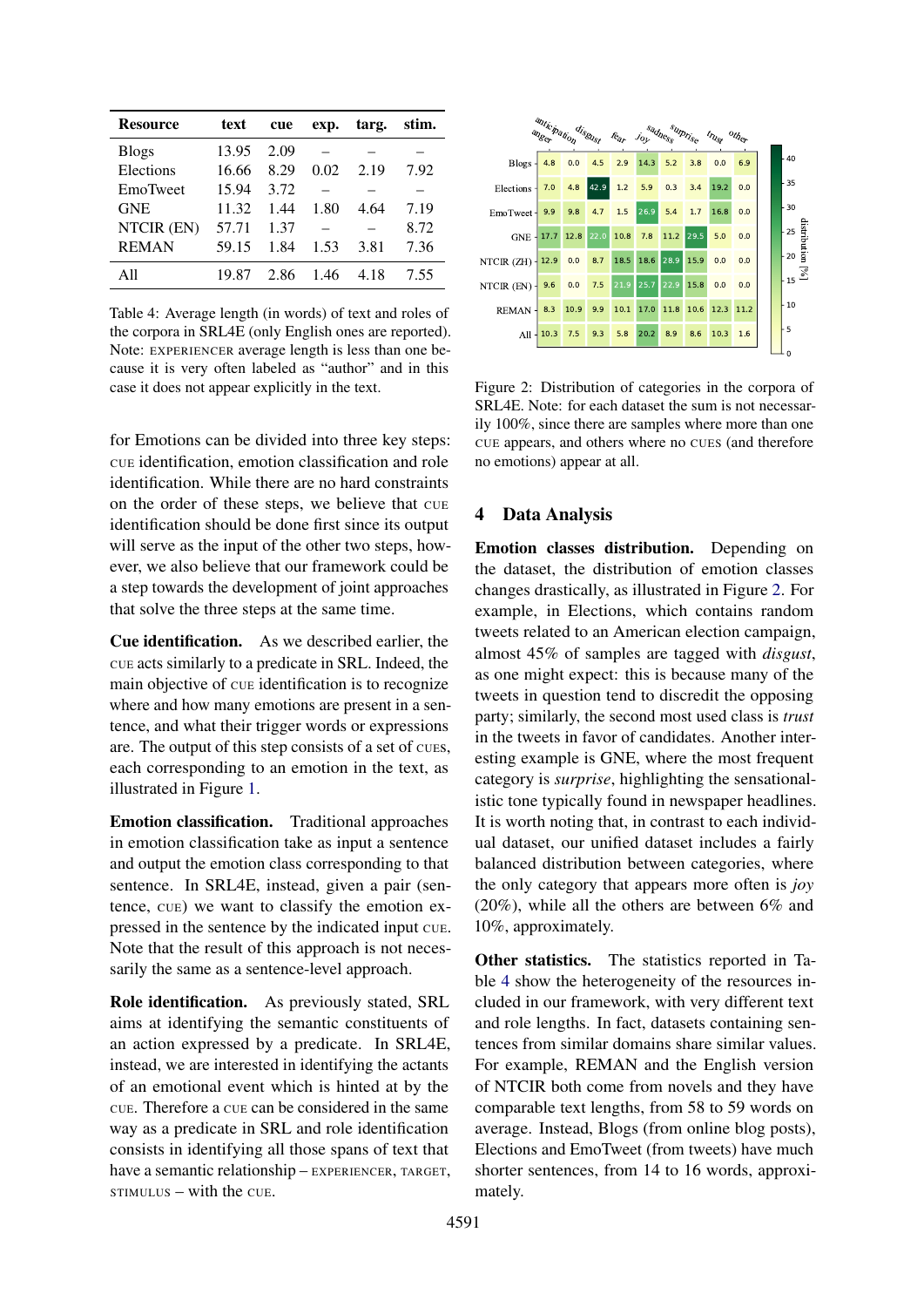| Resource | text | cue | exp. | targ. | stim. |
|---|---|---|---|---|---|
| Blogs | 13.95 | 2.09 | – | – | – |
| Elections | 16.66 | 8.29 | 0.02 | 2.19 | 7.92 |
| EmoTweet | 15.94 | 3.72 | – | – | – |
| GNE | 11.32 | 1.44 | 1.80 | 4.64 | 7.19 |
| NTCIR (EN) | 57.71 | 1.37 | – | – | 8.72 |
| REMAN | 59.15 | 1.84 | 1.53 | 3.81 | 7.36 |
| All | 19.87 | 2.86 | 1.46 | 4.18 | 7.55 |

Table 4: Average length (in words) of text and roles of the corpora in SRL4E (only English ones are reported). Note: EXPERIENCER average length is less than one because it is very often labeled as "author" and in this case it does not appear explicitly in the text.

for Emotions can be divided into three key steps: CUE identification, emotion classification and role identification. While there are no hard constraints on the order of these steps, we believe that CUE identification should be done first since its output will serve as the input of the other two steps, however, we also believe that our framework could be a step towards the development of joint approaches that solve the three steps at the same time.

**Cue identification.** As we described earlier, the CUE acts similarly to a predicate in SRL. Indeed, the main objective of CUE identification is to recognize where and how many emotions are present in a sentence, and what their trigger words or expressions are. The output of this step consists of a set of CUES, each corresponding to an emotion in the text, as illustrated in Figure 1.

**Emotion classification.** Traditional approaches in emotion classification take as input a sentence and output the emotion class corresponding to that sentence. In SRL4E, instead, given a pair (sentence, CUE) we want to classify the emotion expressed in the sentence by the indicated input CUE. Note that the result of this approach is not necessarily the same as a sentence-level approach.

**Role identification.** As previously stated, SRL aims at identifying the semantic constituents of an action expressed by a predicate. In SRL4E, instead, we are interested in identifying the actants of an emotional event which is hinted at by the CUE. Therefore a CUE can be considered in the same way as a predicate in SRL and role identification consists in identifying all those spans of text that have a semantic relationship – EXPERIENCER, TARGET, STIMULUS – with the CUE.

| | anger | anticipation | disgust | fear | joy | sadness | surprise | trust | other |
|---|---|---|---|---|---|---|---|---|---|
| Blogs | 4.8 | 0.0 | 4.5 | 2.9 | 14.3 | 5.2 | 3.8 | 0.0 | 6.9 |
| Elections | 7.0 | 4.8 | 42.9 | 1.2 | 5.9 | 0.3 | 3.4 | 19.2 | 0.0 |
| EmoTweet | 9.9 | 9.8 | 4.7 | 1.5 | 26.9 | 5.4 | 1.7 | 16.8 | 0.0 |
| GNE | 17.7 | 12.8 | 22.0 | 10.8 | 7.8 | 11.2 | 29.5 | 5.0 | 0.0 |
| NTCIR (ZH) | 12.9 | 0.0 | 8.7 | 18.5 | 18.6 | 28.9 | 15.9 | 0.0 | 0.0 |
| NTCIR (EN) | 9.6 | 0.0 | 7.5 | 21.9 | 25.7 | 22.9 | 15.8 | 0.0 | 0.0 |
| REMAN | 8.3 | 10.9 | 9.9 | 10.1 | 17.0 | 11.8 | 10.6 | 12.3 | 11.2 |
| All | 10.3 | 7.5 | 9.3 | 5.8 | 20.2 | 8.9 | 8.6 | 10.3 | 1.6 |

Figure 2: Distribution of categories in the corpora of SRL4E. Note: for each dataset the sum is not necessarily 100%, since there are samples where more than one CUE appears, and others where no CUES (and therefore no emotions) appear at all.

## 4 Data Analysis

**Emotion classes distribution.** Depending on the dataset, the distribution of emotion classes changes drastically, as illustrated in Figure 2. For example, in Elections, which contains random tweets related to an American election campaign, almost 45% of samples are tagged with *disgust*, as one might expect: this is because many of the tweets in question tend to discredit the opposing party; similarly, the second most used class is *trust* in the tweets in favor of candidates. Another interesting example is GNE, where the most frequent category is *surprise*, highlighting the sensationalistic tone typically found in newspaper headlines. It is worth noting that, in contrast to each individual dataset, our unified dataset includes a fairly balanced distribution between categories, where the only category that appears more often is *joy* (20%), while all the others are between 6% and 10%, approximately.

**Other statistics.** The statistics reported in Table 4 show the heterogeneity of the resources included in our framework, with very different text and role lengths. In fact, datasets containing sentences from similar domains share similar values. For example, REMAN and the English version of NTCIR both come from novels and they have comparable text lengths, from 58 to 59 words on average. Instead, Blogs (from online blog posts), Elections and EmoTweet (from tweets) have much shorter sentences, from 14 to 16 words, approximately.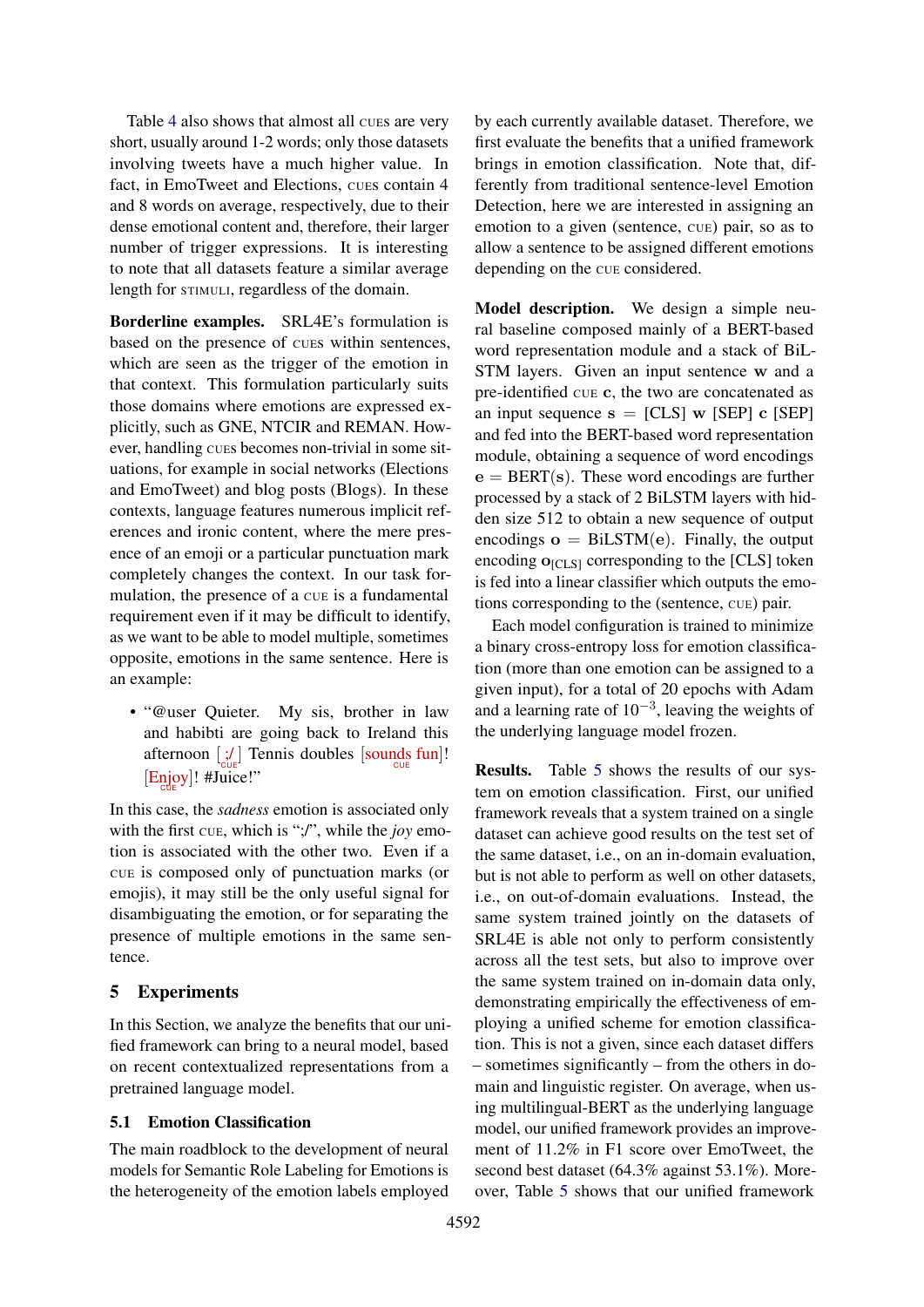Table 4 also shows that almost all CUES are very short, usually around 1-2 words; only those datasets involving tweets have a much higher value. In fact, in EmoTweet and Elections, CUES contain 4 and 8 words on average, respectively, due to their dense emotional content and, therefore, their larger number of trigger expressions. It is interesting to note that all datasets feature a similar average length for STIMULI, regardless of the domain.

**Borderline examples.** SRL4E's formulation is based on the presence of CUES within sentences, which are seen as the trigger of the emotion in that context. This formulation particularly suits those domains where emotions are expressed explicitly, such as GNE, NTCIR and REMAN. However, handling CUES becomes non-trivial in some situations, for example in social networks (Elections and EmoTweet) and blog posts (Blogs). In these contexts, language features numerous implicit references and ironic content, where the mere presence of an emoji or a particular punctuation mark completely changes the context. In our task formulation, the presence of a CUE is a fundamental requirement even if it may be difficult to identify, as we want to be able to model multiple, sometimes opposite, emotions in the same sentence. Here is an example:

- "@user Quieter. My sis, brother in law and habibti are going back to Ireland this afternoon [:/]CUE Tennis doubles [sounds fun]CUE! [Enjoy]CUE! #Juice!"

In this case, the *sadness* emotion is associated only with the first CUE, which is ":/", while the *joy* emotion is associated with the other two. Even if a CUE is composed only of punctuation marks (or emojis), it may still be the only useful signal for disambiguating the emotion, or for separating the presence of multiple emotions in the same sentence.

## 5 Experiments

In this Section, we analyze the benefits that our unified framework can bring to a neural model, based on recent contextualized representations from a pretrained language model.

### 5.1 Emotion Classification

The main roadblock to the development of neural models for Semantic Role Labeling for Emotions is the heterogeneity of the emotion labels employed by each currently available dataset. Therefore, we first evaluate the benefits that a unified framework brings in emotion classification. Note that, differently from traditional sentence-level Emotion Detection, here we are interested in assigning an emotion to a given (sentence, CUE) pair, so as to allow a sentence to be assigned different emotions depending on the CUE considered.

**Model description.** We design a simple neural baseline composed mainly of a BERT-based word representation module and a stack of BiLSTM layers. Given an input sentence $\mathbf{w}$ and a pre-identified CUE $\mathbf{c}$, the two are concatenated as an input sequence $\mathbf{s}$ = [CLS] $\mathbf{w}$ [SEP] $\mathbf{c}$ [SEP] and fed into the BERT-based word representation module, obtaining a sequence of word encodings $\mathbf{e} = \text{BERT}(\mathbf{s})$. These word encodings are further processed by a stack of 2 BiLSTM layers with hidden size 512 to obtain a new sequence of output encodings $\mathbf{o} = \text{BiLSTM}(\mathbf{e})$. Finally, the output encoding $\mathbf{o}_{\text{[CLS]}}$ corresponding to the [CLS] token is fed into a linear classifier which outputs the emotions corresponding to the (sentence, CUE) pair.

Each model configuration is trained to minimize a binary cross-entropy loss for emotion classification (more than one emotion can be assigned to a given input), for a total of 20 epochs with Adam and a learning rate of $10^{-3}$, leaving the weights of the underlying language model frozen.

**Results.** Table 5 shows the results of our system on emotion classification. First, our unified framework reveals that a system trained on a single dataset can achieve good results on the test set of the same dataset, i.e., on an in-domain evaluation, but is not able to perform as well on other datasets, i.e., on out-of-domain evaluations. Instead, the same system trained jointly on the datasets of SRL4E is able not only to perform consistently across all the test sets, but also to improve over the same system trained on in-domain data only, demonstrating empirically the effectiveness of employing a unified scheme for emotion classification. This is not a given, since each dataset differs – sometimes significantly – from the others in domain and linguistic register. On average, when using multilingual-BERT as the underlying language model, our unified framework provides an improvement of 11.2% in F1 score over EmoTweet, the second best dataset (64.3% against 53.1%). Moreover, Table 5 shows that our unified framework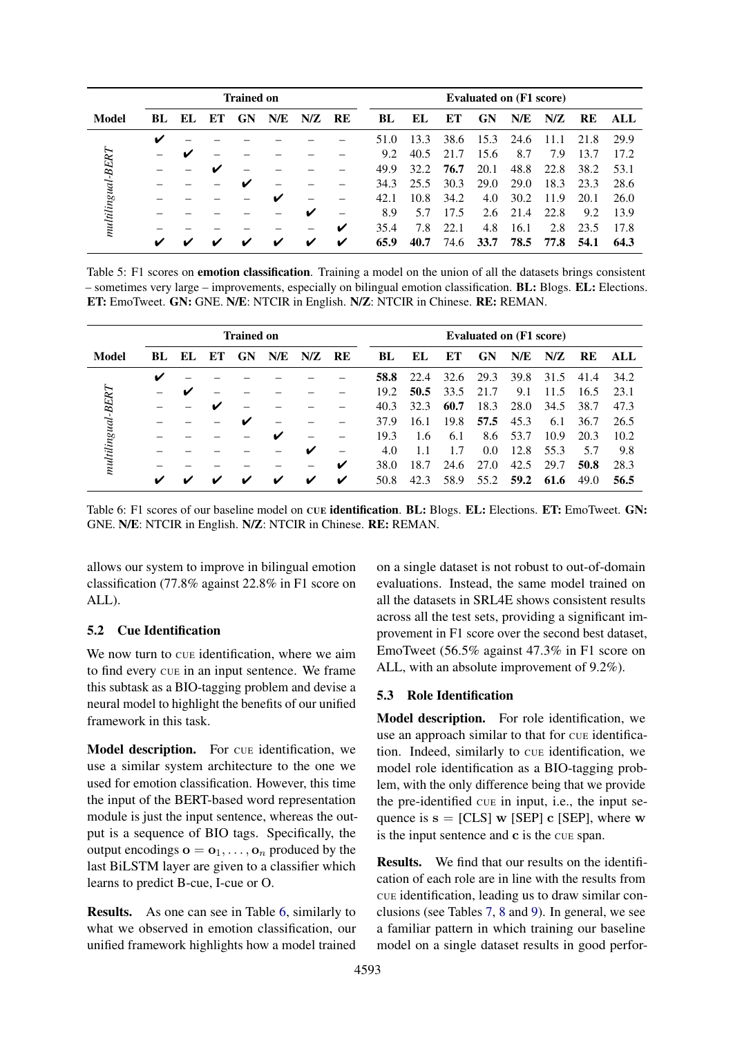| Model | Trained on | | | | | | | Evaluated on (F1 score) | | | | | | | |
|---|---|---|---|---|---|---|---|---|---|---|---|---|---|---|---|
| | BL | EL | ET | GN | N/E | N/Z | RE | BL | EL | ET | GN | N/E | N/Z | RE | ALL |
| *multilingual-BERT* | ✔ | – | – | – | – | – | – | 51.0 | 13.3 | 38.6 | 15.3 | 24.6 | 11.1 | 21.8 | 29.9 |
| | – | ✔ | – | – | – | – | – | 9.2 | 40.5 | 21.7 | 15.6 | 8.7 | 7.9 | 13.7 | 17.2 |
| | – | – | ✔ | – | – | – | – | 49.9 | 32.2 | **76.7** | 20.1 | 48.8 | 22.8 | 38.2 | 53.1 |
| | – | – | – | ✔ | – | – | – | 34.3 | 25.5 | 30.3 | 29.0 | 29.0 | 18.3 | 23.3 | 28.6 |
| | – | – | – | – | ✔ | – | – | 42.1 | 10.8 | 34.2 | 4.0 | 30.2 | 11.9 | 20.1 | 26.0 |
| | – | – | – | – | – | ✔ | – | 8.9 | 5.7 | 17.5 | 2.6 | 21.4 | 22.8 | 9.2 | 13.9 |
| | – | – | – | – | – | – | ✔ | 35.4 | 7.8 | 22.1 | 4.8 | 16.1 | 2.8 | 23.5 | 17.8 |
| | ✔ | ✔ | ✔ | ✔ | ✔ | ✔ | ✔ | **65.9** | **40.7** | 74.6 | **33.7** | **78.5** | **77.8** | **54.1** | **64.3** |

Table 5: F1 scores on **emotion classification**. Training a model on the union of all the datasets brings consistent – sometimes very large – improvements, especially on bilingual emotion classification. **BL:** Blogs. **EL:** Elections. **ET:** EmoTweet. **GN:** GNE. **N/E:** NTCIR in English. **N/Z:** NTCIR in Chinese. **RE:** REMAN.

| Model | Trained on | | | | | | | Evaluated on (F1 score) | | | | | | | |
|---|---|---|---|---|---|---|---|---|---|---|---|---|---|---|---|
| | BL | EL | ET | GN | N/E | N/Z | RE | BL | EL | ET | GN | N/E | N/Z | RE | ALL |
| *multilingual-BERT* | ✔ | – | – | – | – | – | – | **58.8** | 22.4 | 32.6 | 29.3 | 39.8 | 31.5 | 41.4 | 34.2 |
| | – | ✔ | – | – | – | – | – | 19.2 | **50.5** | 33.5 | 21.7 | 9.1 | 11.5 | 16.5 | 23.1 |
| | – | – | ✔ | – | – | – | – | 40.3 | 32.3 | **60.7** | 18.3 | 28.0 | 34.5 | 38.7 | 47.3 |
| | – | – | – | ✔ | – | – | – | 37.9 | 16.1 | 19.8 | **57.5** | 45.3 | 6.1 | 36.7 | 26.5 |
| | – | – | – | – | ✔ | – | – | 19.3 | 1.6 | 6.1 | 8.6 | 53.7 | 10.9 | 20.3 | 10.2 |
| | – | – | – | – | – | ✔ | – | 4.0 | 1.1 | 1.7 | 0.0 | 12.8 | 55.3 | 5.7 | 9.8 |
| | – | – | – | – | – | – | ✔ | 38.0 | 18.7 | 24.6 | 27.0 | 42.5 | 29.7 | **50.8** | 28.3 |
| | ✔ | ✔ | ✔ | ✔ | ✔ | ✔ | ✔ | 50.8 | 42.3 | 58.9 | 55.2 | **59.2** | **61.6** | 49.0 | **56.5** |

Table 6: F1 scores of our baseline model on **CUE identification**. **BL:** Blogs. **EL:** Elections. **ET:** EmoTweet. **GN:** GNE. **N/E**: NTCIR in English. **N/Z**: NTCIR in Chinese. **RE:** REMAN.

allows our system to improve in bilingual emotion classification (77.8% against 22.8% in F1 score on ALL).

## 5.2 Cue Identification

We now turn to CUE identification, where we aim to find every CUE in an input sentence. We frame this subtask as a BIO-tagging problem and devise a neural model to highlight the benefits of our unified framework in this task.

**Model description.** For CUE identification, we use a similar system architecture to the one we used for emotion classification. However, this time the input of the BERT-based word representation module is just the input sentence, whereas the output is a sequence of BIO tags. Specifically, the output encodings $\mathbf{o} = \mathbf{o}_1, \ldots, \mathbf{o}_n$ produced by the last BiLSTM layer are given to a classifier which learns to predict B-cue, I-cue or O.

**Results.** As one can see in Table 6, similarly to what we observed in emotion classification, our unified framework highlights how a model trained on a single dataset is not robust to out-of-domain evaluations. Instead, the same model trained on all the datasets in SRL4E shows consistent results across all the test sets, providing a significant improvement in F1 score over the second best dataset, EmoTweet (56.5% against 47.3% in F1 score on ALL, with an absolute improvement of 9.2%).

## 5.3 Role Identification

**Model description.** For role identification, we use an approach similar to that for CUE identification. Indeed, similarly to CUE identification, we model role identification as a BIO-tagging problem, with the only difference being that we provide the pre-identified CUE in input, i.e., the input sequence is $\mathbf{s}$ = [CLS] $\mathbf{w}$ [SEP] $\mathbf{c}$ [SEP], where $\mathbf{w}$ is the input sentence and $\mathbf{c}$ is the CUE span.

**Results.** We find that our results on the identification of each role are in line with the results from CUE identification, leading us to draw similar conclusions (see Tables 7, 8 and 9). In general, we see a familiar pattern in which training our baseline model on a single dataset results in good perfor-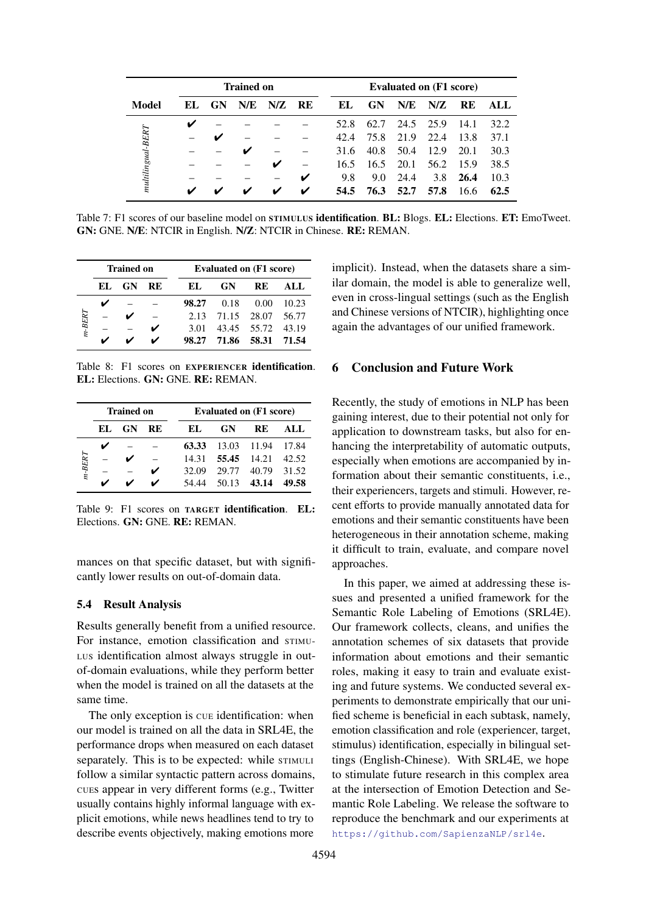| Model | Trained on | | | | | Evaluated on (F1 score) | | | | | |
|---|---|---|---|---|---|---|---|---|---|---|---|
| | EL | GN | N/E | N/Z | RE | EL | GN | N/E | N/Z | RE | ALL |
| *multilingual-BERT* | ✔ | – | – | – | – | 52.8 | 62.7 | 24.5 | 25.9 | 14.1 | 32.2 |
| | – | ✔ | – | – | – | 42.4 | 75.8 | 21.9 | 22.4 | 13.8 | 37.1 |
| | – | – | ✔ | – | – | 31.6 | 40.8 | 50.4 | 12.9 | 20.1 | 30.3 |
| | – | – | – | ✔ | – | 16.5 | 16.5 | 20.1 | 56.2 | 15.9 | 38.5 |
| | – | – | – | – | ✔ | 9.8 | 9.0 | 24.4 | 3.8 | **26.4** | 10.3 |
| | ✔ | ✔ | ✔ | ✔ | ✔ | **54.5** | **76.3** | **52.7** | **57.8** | 16.6 | **62.5** |

Table 7: F1 scores of our baseline model on STIMULUS **identification**. **BL:** Blogs. **EL:** Elections. **ET:** EmoTweet. **GN:** GNE. **N/E**: NTCIR in English. **N/Z**: NTCIR in Chinese. **RE:** REMAN.

| | Trained on | | | Evaluated on (F1 score) | | | |
|---|---|---|---|---|---|---|---|
| | EL | GN | RE | EL | GN | RE | ALL |
| *m-BERT* | ✔ | – | – | **98.27** | 0.18 | 0.00 | 10.23 |
| | – | ✔ | – | 2.13 | 71.15 | 28.07 | 56.77 |
| | – | – | ✔ | 3.01 | 43.45 | 55.72 | 43.19 |
| | ✔ | ✔ | ✔ | **98.27** | **71.86** | **58.31** | **71.54** |

Table 8: F1 scores on EXPERIENCER **identification**. **EL:** Elections. **GN:** GNE. **RE:** REMAN.

| | Trained on | | | Evaluated on (F1 score) | | | |
|---|---|---|---|---|---|---|---|
| | EL | GN | RE | EL | GN | RE | ALL |
| *m-BERT* | ✔ | – | – | **63.33** | 13.03 | 11.94 | 17.84 |
| | – | ✔ | – | 14.31 | **55.45** | 14.21 | 42.52 |
| | – | – | ✔ | 32.09 | 29.77 | 40.79 | 31.52 |
| | ✔ | ✔ | ✔ | 54.44 | 50.13 | **43.14** | **49.58** |

Table 9: F1 scores on TARGET **identification**. **EL:** Elections. **GN:** GNE. **RE:** REMAN.

mances on that specific dataset, but with significantly lower results on out-of-domain data.

### 5.4 Result Analysis

Results generally benefit from a unified resource. For instance, emotion classification and STIMULUS identification almost always struggle in out-of-domain evaluations, while they perform better when the model is trained on all the datasets at the same time.

The only exception is CUE identification: when our model is trained on all the data in SRL4E, the performance drops when measured on each dataset separately. This is to be expected: while STIMULI follow a similar syntactic pattern across domains, CUES appear in very different forms (e.g., Twitter usually contains highly informal language with explicit emotions, while news headlines tend to try to describe events objectively, making emotions more implicit). Instead, when the datasets share a similar domain, the model is able to generalize well, even in cross-lingual settings (such as the English and Chinese versions of NTCIR), highlighting once again the advantages of our unified framework.

## 6 Conclusion and Future Work

Recently, the study of emotions in NLP has been gaining interest, due to their potential not only for application to downstream tasks, but also for enhancing the interpretability of automatic outputs, especially when emotions are accompanied by information about their semantic constituents, i.e., their experiencers, targets and stimuli. However, recent efforts to provide manually annotated data for emotions and their semantic constituents have been heterogeneous in their annotation scheme, making it difficult to train, evaluate, and compare novel approaches.

In this paper, we aimed at addressing these issues and presented a unified framework for the Semantic Role Labeling of Emotions (SRL4E). Our framework collects, cleans, and unifies the annotation schemes of six datasets that provide information about emotions and their semantic roles, making it easy to train and evaluate existing and future systems. We conducted several experiments to demonstrate empirically that our unified scheme is beneficial in each subtask, namely, emotion classification and role (experiencer, target, stimulus) identification, especially in bilingual settings (English-Chinese). With SRL4E, we hope to stimulate future research in this complex area at the intersection of Emotion Detection and Semantic Role Labeling. We release the software to reproduce the benchmark and our experiments at https://github.com/SapienzaNLP/srl4e.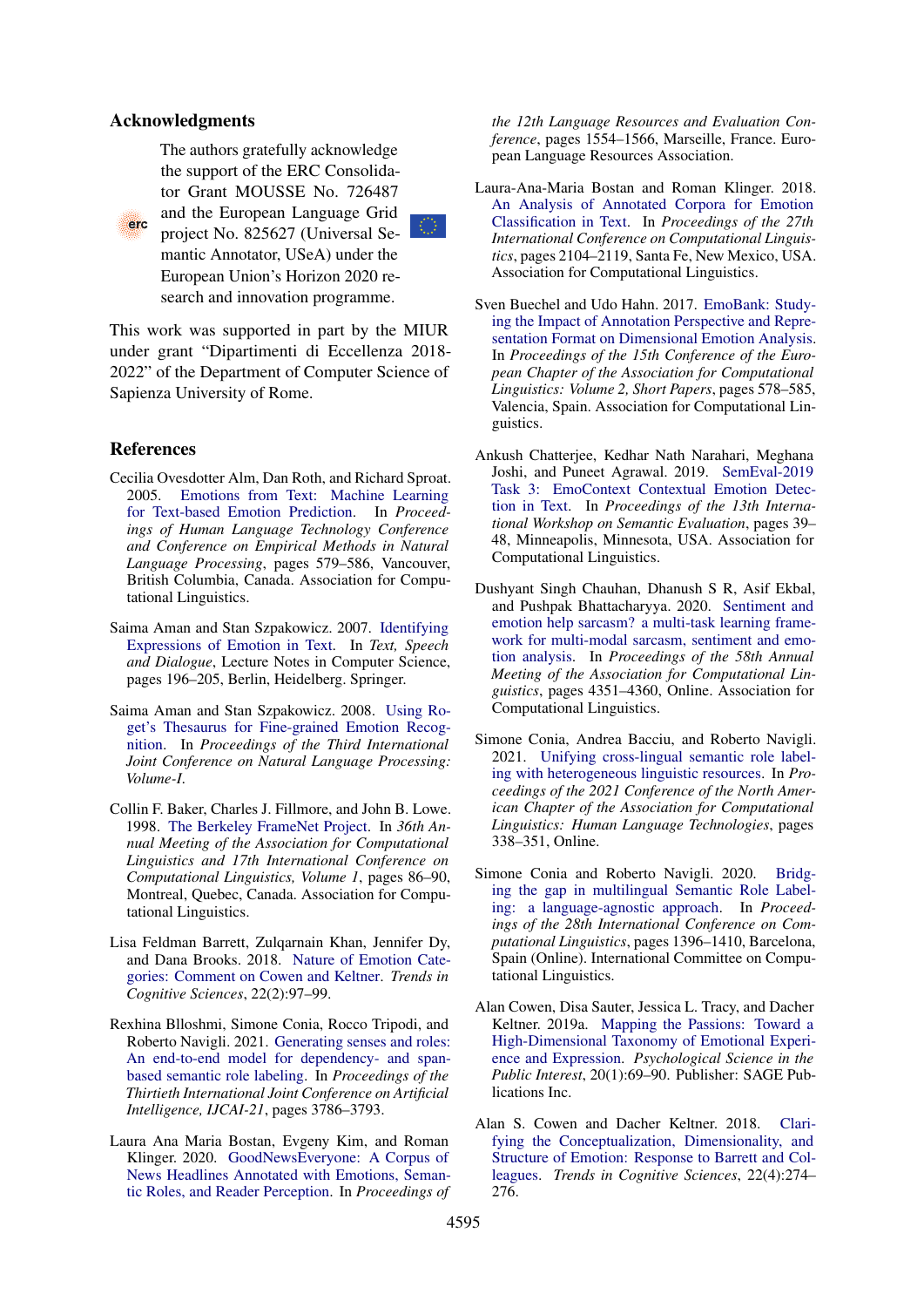## Acknowledgments

The authors gratefully acknowledge the support of the ERC Consolidator Grant MOUSSE No. 726487 and the European Language Grid project No. 825627 (Universal Semantic Annotator, USeA) under the European Union's Horizon 2020 research and innovation programme.

This work was supported in part by the MIUR under grant "Dipartimenti di Eccellenza 2018-2022" of the Department of Computer Science of Sapienza University of Rome.

## References

Cecilia Ovesdotter Alm, Dan Roth, and Richard Sproat. 2005. Emotions from Text: Machine Learning for Text-based Emotion Prediction. In *Proceedings of Human Language Technology Conference and Conference on Empirical Methods in Natural Language Processing*, pages 579–586, Vancouver, British Columbia, Canada. Association for Computational Linguistics.

Saima Aman and Stan Szpakowicz. 2007. Identifying Expressions of Emotion in Text. In *Text, Speech and Dialogue*, Lecture Notes in Computer Science, pages 196–205, Berlin, Heidelberg. Springer.

Saima Aman and Stan Szpakowicz. 2008. Using Roget's Thesaurus for Fine-grained Emotion Recognition. In *Proceedings of the Third International Joint Conference on Natural Language Processing: Volume-I*.

Collin F. Baker, Charles J. Fillmore, and John B. Lowe. 1998. The Berkeley FrameNet Project. In *36th Annual Meeting of the Association for Computational Linguistics and 17th International Conference on Computational Linguistics, Volume 1*, pages 86–90, Montreal, Quebec, Canada. Association for Computational Linguistics.

Lisa Feldman Barrett, Zulqarnain Khan, Jennifer Dy, and Dana Brooks. 2018. Nature of Emotion Categories: Comment on Cowen and Keltner. *Trends in Cognitive Sciences*, 22(2):97–99.

Rexhina Blloshmi, Simone Conia, Rocco Tripodi, and Roberto Navigli. 2021. Generating senses and roles: An end-to-end model for dependency- and span-based semantic role labeling. In *Proceedings of the Thirtieth International Joint Conference on Artificial Intelligence, IJCAI-21*, pages 3786–3793.

Laura Ana Maria Bostan, Evgeny Kim, and Roman Klinger. 2020. GoodNewsEveryone: A Corpus of News Headlines Annotated with Emotions, Semantic Roles, and Reader Perception. In *Proceedings of the 12th Language Resources and Evaluation Conference*, pages 1554–1566, Marseille, France. European Language Resources Association.

Laura-Ana-Maria Bostan and Roman Klinger. 2018. An Analysis of Annotated Corpora for Emotion Classification in Text. In *Proceedings of the 27th International Conference on Computational Linguistics*, pages 2104–2119, Santa Fe, New Mexico, USA. Association for Computational Linguistics.

Sven Buechel and Udo Hahn. 2017. EmoBank: Studying the Impact of Annotation Perspective and Representation Format on Dimensional Emotion Analysis. In *Proceedings of the 15th Conference of the European Chapter of the Association for Computational Linguistics: Volume 2, Short Papers*, pages 578–585, Valencia, Spain. Association for Computational Linguistics.

Ankush Chatterjee, Kedhar Nath Narahari, Meghana Joshi, and Puneet Agrawal. 2019. SemEval-2019 Task 3: EmoContext Contextual Emotion Detection in Text. In *Proceedings of the 13th International Workshop on Semantic Evaluation*, pages 39–48, Minneapolis, Minnesota, USA. Association for Computational Linguistics.

Dushyant Singh Chauhan, Dhanush S R, Asif Ekbal, and Pushpak Bhattacharyya. 2020. Sentiment and emotion help sarcasm? a multi-task learning framework for multi-modal sarcasm, sentiment and emotion analysis. In *Proceedings of the 58th Annual Meeting of the Association for Computational Linguistics*, pages 4351–4360, Online. Association for Computational Linguistics.

Simone Conia, Andrea Bacciu, and Roberto Navigli. 2021. Unifying cross-lingual semantic role labeling with heterogeneous linguistic resources. In *Proceedings of the 2021 Conference of the North American Chapter of the Association for Computational Linguistics: Human Language Technologies*, pages 338–351, Online.

Simone Conia and Roberto Navigli. 2020. Bridging the gap in multilingual Semantic Role Labeling: a language-agnostic approach. In *Proceedings of the 28th International Conference on Computational Linguistics*, pages 1396–1410, Barcelona, Spain (Online). International Committee on Computational Linguistics.

Alan Cowen, Disa Sauter, Jessica L. Tracy, and Dacher Keltner. 2019a. Mapping the Passions: Toward a High-Dimensional Taxonomy of Emotional Experience and Expression. *Psychological Science in the Public Interest*, 20(1):69–90. Publisher: SAGE Publications Inc.

Alan S. Cowen and Dacher Keltner. 2018. Clarifying the Conceptualization, Dimensionality, and Structure of Emotion: Response to Barrett and Colleagues. *Trends in Cognitive Sciences*, 22(4):274–276.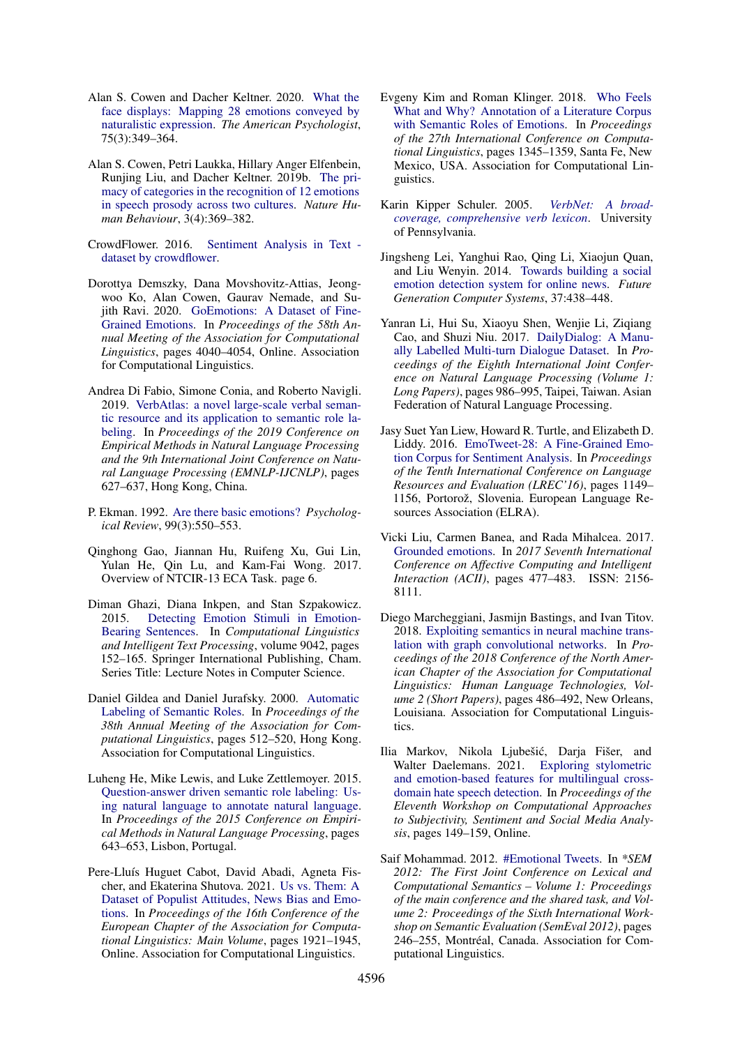Alan S. Cowen and Dacher Keltner. 2020. What the face displays: Mapping 28 emotions conveyed by naturalistic expression. *The American Psychologist*, 75(3):349–364.

Alan S. Cowen, Petri Laukka, Hillary Anger Elfenbein, Runjing Liu, and Dacher Keltner. 2019b. The primacy of categories in the recognition of 12 emotions in speech prosody across two cultures. *Nature Human Behaviour*, 3(4):369–382.

CrowdFlower. 2016. Sentiment Analysis in Text - dataset by crowdflower.

Dorottya Demszky, Dana Movshovitz-Attias, Jeongwoo Ko, Alan Cowen, Gaurav Nemade, and Sujith Ravi. 2020. GoEmotions: A Dataset of Fine-Grained Emotions. In *Proceedings of the 58th Annual Meeting of the Association for Computational Linguistics*, pages 4040–4054, Online. Association for Computational Linguistics.

Andrea Di Fabio, Simone Conia, and Roberto Navigli. 2019. VerbAtlas: a novel large-scale verbal semantic resource and its application to semantic role labeling. In *Proceedings of the 2019 Conference on Empirical Methods in Natural Language Processing and the 9th International Joint Conference on Natural Language Processing (EMNLP-IJCNLP)*, pages 627–637, Hong Kong, China.

P. Ekman. 1992. Are there basic emotions? *Psychological Review*, 99(3):550–553.

Qinghong Gao, Jiannan Hu, Ruifeng Xu, Gui Lin, Yulan He, Qin Lu, and Kam-Fai Wong. 2017. Overview of NTCIR-13 ECA Task. page 6.

Diman Ghazi, Diana Inkpen, and Stan Szpakowicz. 2015. Detecting Emotion Stimuli in Emotion-Bearing Sentences. In *Computational Linguistics and Intelligent Text Processing*, volume 9042, pages 152–165. Springer International Publishing, Cham. Series Title: Lecture Notes in Computer Science.

Daniel Gildea and Daniel Jurafsky. 2000. Automatic Labeling of Semantic Roles. In *Proceedings of the 38th Annual Meeting of the Association for Computational Linguistics*, pages 512–520, Hong Kong. Association for Computational Linguistics.

Luheng He, Mike Lewis, and Luke Zettlemoyer. 2015. Question-answer driven semantic role labeling: Using natural language to annotate natural language. In *Proceedings of the 2015 Conference on Empirical Methods in Natural Language Processing*, pages 643–653, Lisbon, Portugal.

Pere-Lluís Huguet Cabot, David Abadi, Agneta Fischer, and Ekaterina Shutova. 2021. Us vs. Them: A Dataset of Populist Attitudes, News Bias and Emotions. In *Proceedings of the 16th Conference of the European Chapter of the Association for Computational Linguistics: Main Volume*, pages 1921–1945, Online. Association for Computational Linguistics.

Evgeny Kim and Roman Klinger. 2018. Who Feels What and Why? Annotation of a Literature Corpus with Semantic Roles of Emotions. In *Proceedings of the 27th International Conference on Computational Linguistics*, pages 1345–1359, Santa Fe, New Mexico, USA. Association for Computational Linguistics.

Karin Kipper Schuler. 2005. *VerbNet: A broad-coverage, comprehensive verb lexicon*. University of Pennsylvania.

Jingsheng Lei, Yanghui Rao, Qing Li, Xiaojun Quan, and Liu Wenyin. 2014. Towards building a social emotion detection system for online news. *Future Generation Computer Systems*, 37:438–448.

Yanran Li, Hui Su, Xiaoyu Shen, Wenjie Li, Ziqiang Cao, and Shuzi Niu. 2017. DailyDialog: A Manually Labelled Multi-turn Dialogue Dataset. In *Proceedings of the Eighth International Joint Conference on Natural Language Processing (Volume 1: Long Papers)*, pages 986–995, Taipei, Taiwan. Asian Federation of Natural Language Processing.

Jasy Suet Yan Liew, Howard R. Turtle, and Elizabeth D. Liddy. 2016. EmoTweet-28: A Fine-Grained Emotion Corpus for Sentiment Analysis. In *Proceedings of the Tenth International Conference on Language Resources and Evaluation (LREC'16)*, pages 1149–1156, Portorož, Slovenia. European Language Resources Association (ELRA).

Vicki Liu, Carmen Banea, and Rada Mihalcea. 2017. Grounded emotions. In *2017 Seventh International Conference on Affective Computing and Intelligent Interaction (ACII)*, pages 477–483. ISSN: 2156-8111.

Diego Marcheggiani, Jasmijn Bastings, and Ivan Titov. 2018. Exploiting semantics in neural machine translation with graph convolutional networks. In *Proceedings of the 2018 Conference of the North American Chapter of the Association for Computational Linguistics: Human Language Technologies, Volume 2 (Short Papers)*, pages 486–492, New Orleans, Louisiana. Association for Computational Linguistics.

Ilia Markov, Nikola Ljubešić, Darja Fišer, and Walter Daelemans. 2021. Exploring stylometric and emotion-based features for multilingual cross-domain hate speech detection. In *Proceedings of the Eleventh Workshop on Computational Approaches to Subjectivity, Sentiment and Social Media Analysis*, pages 149–159, Online.

Saif Mohammad. 2012. #Emotional Tweets. In *\*SEM 2012: The First Joint Conference on Lexical and Computational Semantics – Volume 1: Proceedings of the main conference and the shared task, and Volume 2: Proceedings of the Sixth International Workshop on Semantic Evaluation (SemEval 2012)*, pages 246–255, Montréal, Canada. Association for Computational Linguistics.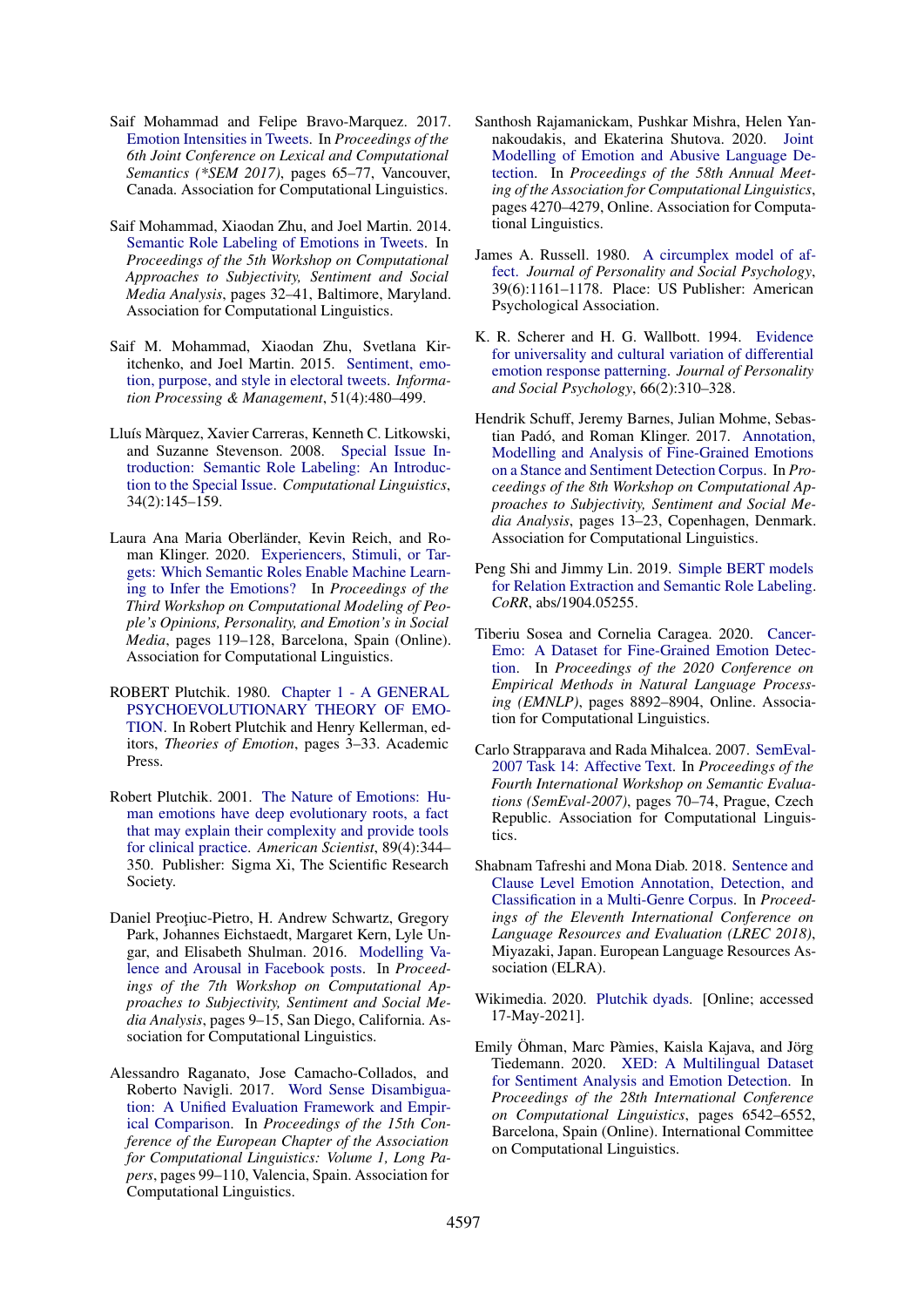Saif Mohammad and Felipe Bravo-Marquez. 2017. Emotion Intensities in Tweets. In *Proceedings of the 6th Joint Conference on Lexical and Computational Semantics (*SEM 2017)*, pages 65–77, Vancouver, Canada. Association for Computational Linguistics.

Saif Mohammad, Xiaodan Zhu, and Joel Martin. 2014. Semantic Role Labeling of Emotions in Tweets. In *Proceedings of the 5th Workshop on Computational Approaches to Subjectivity, Sentiment and Social Media Analysis*, pages 32–41, Baltimore, Maryland. Association for Computational Linguistics.

Saif M. Mohammad, Xiaodan Zhu, Svetlana Kiritchenko, and Joel Martin. 2015. Sentiment, emotion, purpose, and style in electoral tweets. *Information Processing & Management*, 51(4):480–499.

Lluís Màrquez, Xavier Carreras, Kenneth C. Litkowski, and Suzanne Stevenson. 2008. Special Issue Introduction: Semantic Role Labeling: An Introduction to the Special Issue. *Computational Linguistics*, 34(2):145–159.

Laura Ana Maria Oberländer, Kevin Reich, and Roman Klinger. 2020. Experiencers, Stimuli, or Targets: Which Semantic Roles Enable Machine Learning to Infer the Emotions? In *Proceedings of the Third Workshop on Computational Modeling of People's Opinions, Personality, and Emotion's in Social Media*, pages 119–128, Barcelona, Spain (Online). Association for Computational Linguistics.

ROBERT Plutchik. 1980. Chapter 1 - A GENERAL PSYCHOEVOLUTIONARY THEORY OF EMOTION. In Robert Plutchik and Henry Kellerman, editors, *Theories of Emotion*, pages 3–33. Academic Press.

Robert Plutchik. 2001. The Nature of Emotions: Human emotions have deep evolutionary roots, a fact that may explain their complexity and provide tools for clinical practice. *American Scientist*, 89(4):344–350. Publisher: Sigma Xi, The Scientific Research Society.

Daniel Preoţiuc-Pietro, H. Andrew Schwartz, Gregory Park, Johannes Eichstaedt, Margaret Kern, Lyle Ungar, and Elisabeth Shulman. 2016. Modelling Valence and Arousal in Facebook posts. In *Proceedings of the 7th Workshop on Computational Approaches to Subjectivity, Sentiment and Social Media Analysis*, pages 9–15, San Diego, California. Association for Computational Linguistics.

Alessandro Raganato, Jose Camacho-Collados, and Roberto Navigli. 2017. Word Sense Disambiguation: A Unified Evaluation Framework and Empirical Comparison. In *Proceedings of the 15th Conference of the European Chapter of the Association for Computational Linguistics: Volume 1, Long Papers*, pages 99–110, Valencia, Spain. Association for Computational Linguistics.

Santhosh Rajamanickam, Pushkar Mishra, Helen Yannakoudakis, and Ekaterina Shutova. 2020. Joint Modelling of Emotion and Abusive Language Detection. In *Proceedings of the 58th Annual Meeting of the Association for Computational Linguistics*, pages 4270–4279, Online. Association for Computational Linguistics.

James A. Russell. 1980. A circumplex model of affect. *Journal of Personality and Social Psychology*, 39(6):1161–1178. Place: US Publisher: American Psychological Association.

K. R. Scherer and H. G. Wallbott. 1994. Evidence for universality and cultural variation of differential emotion response patterning. *Journal of Personality and Social Psychology*, 66(2):310–328.

Hendrik Schuff, Jeremy Barnes, Julian Mohme, Sebastian Padó, and Roman Klinger. 2017. Annotation, Modelling and Analysis of Fine-Grained Emotions on a Stance and Sentiment Detection Corpus. In *Proceedings of the 8th Workshop on Computational Approaches to Subjectivity, Sentiment and Social Media Analysis*, pages 13–23, Copenhagen, Denmark. Association for Computational Linguistics.

Peng Shi and Jimmy Lin. 2019. Simple BERT models for Relation Extraction and Semantic Role Labeling. *CoRR*, abs/1904.05255.

Tiberiu Sosea and Cornelia Caragea. 2020. CancerEmo: A Dataset for Fine-Grained Emotion Detection. In *Proceedings of the 2020 Conference on Empirical Methods in Natural Language Processing (EMNLP)*, pages 8892–8904, Online. Association for Computational Linguistics.

Carlo Strapparava and Rada Mihalcea. 2007. SemEval-2007 Task 14: Affective Text. In *Proceedings of the Fourth International Workshop on Semantic Evaluations (SemEval-2007)*, pages 70–74, Prague, Czech Republic. Association for Computational Linguistics.

Shabnam Tafreshi and Mona Diab. 2018. Sentence and Clause Level Emotion Annotation, Detection, and Classification in a Multi-Genre Corpus. In *Proceedings of the Eleventh International Conference on Language Resources and Evaluation (LREC 2018)*, Miyazaki, Japan. European Language Resources Association (ELRA).

Wikimedia. 2020. Plutchik dyads. [Online; accessed 17-May-2021].

Emily Öhman, Marc Pàmies, Kaisla Kajava, and Jörg Tiedemann. 2020. XED: A Multilingual Dataset for Sentiment Analysis and Emotion Detection. In *Proceedings of the 28th International Conference on Computational Linguistics*, pages 6542–6552, Barcelona, Spain (Online). International Committee on Computational Linguistics.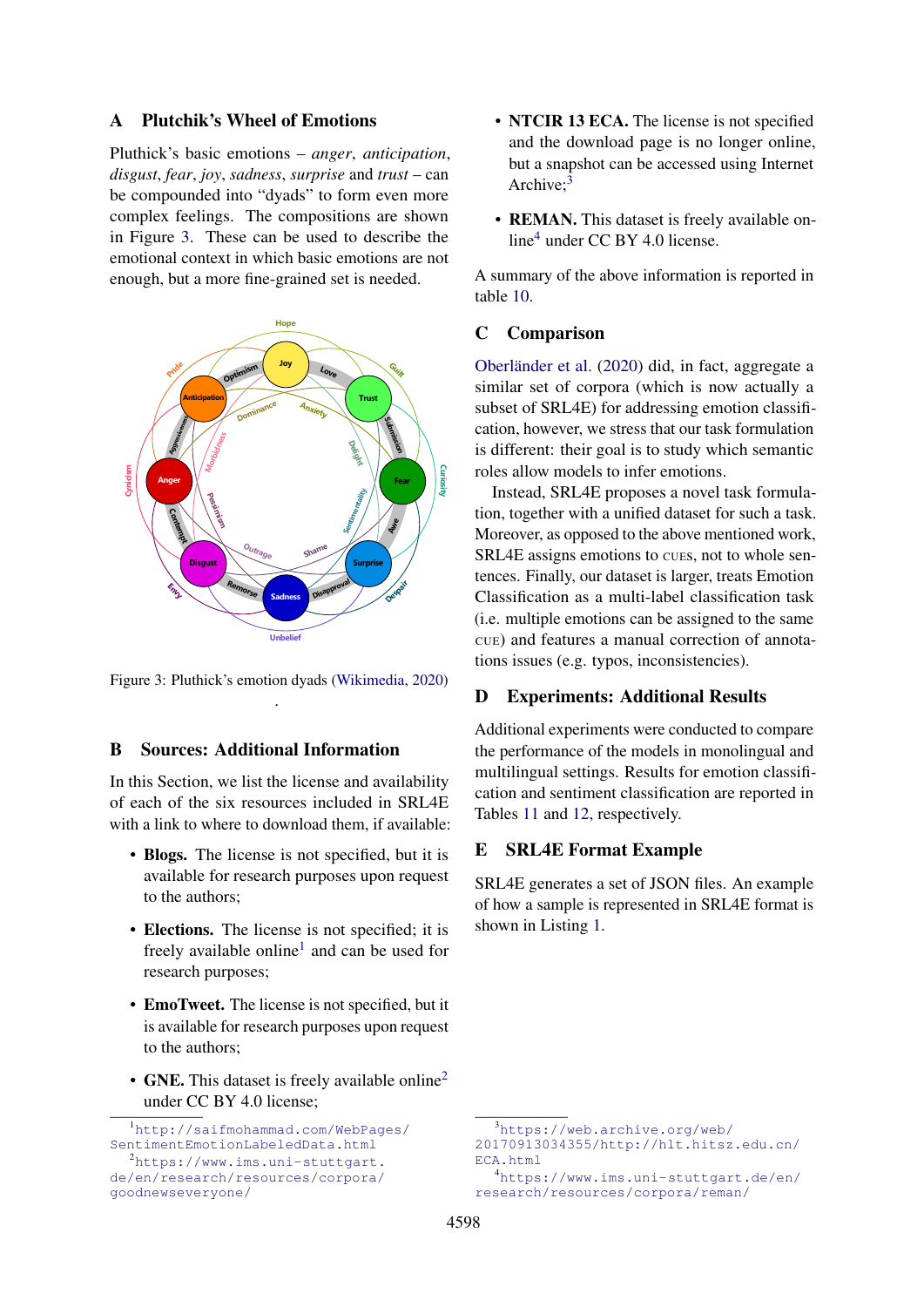## A Plutchik's Wheel of Emotions

Pluthick's basic emotions – *anger*, *anticipation*, *disgust*, *fear*, *joy*, *sadness*, *surprise* and *trust* – can be compounded into "dyads" to form even more complex feelings. The compositions are shown in Figure 3. These can be used to describe the emotional context in which basic emotions are not enough, but a more fine-grained set is needed.

Figure 3: Pluthick's emotion dyads (Wikimedia, 2020)

## B Sources: Additional Information

In this Section, we list the license and availability of each of the six resources included in SRL4E with a link to where to download them, if available:

- **Blogs.** The license is not specified, but it is available for research purposes upon request to the authors;
- **Elections.** The license is not specified; it is freely available online[1] and can be used for research purposes;
- **EmoTweet.** The license is not specified, but it is available for research purposes upon request to the authors;
- **GNE.** This dataset is freely available online[2] under CC BY 4.0 license;
- **NTCIR 13 ECA.** The license is not specified and the download page is no longer online, but a snapshot can be accessed using Internet Archive;[3]
- **REMAN.** This dataset is freely available online[4] under CC BY 4.0 license.

A summary of the above information is reported in table 10.

## C Comparison

Oberländer et al. (2020) did, in fact, aggregate a similar set of corpora (which is now actually a subset of SRL4E) for addressing emotion classification, however, we stress that our task formulation is different: their goal is to study which semantic roles allow models to infer emotions.

Instead, SRL4E proposes a novel task formulation, together with a unified dataset for such a task. Moreover, as opposed to the above mentioned work, SRL4E assigns emotions to CUES, not to whole sentences. Finally, our dataset is larger, treats Emotion Classification as a multi-label classification task (i.e. multiple emotions can be assigned to the same CUE) and features a manual correction of annotations issues (e.g. typos, inconsistencies).

## D Experiments: Additional Results

Additional experiments were conducted to compare the performance of the models in monolingual and multilingual settings. Results for emotion classification and sentiment classification are reported in Tables 11 and 12, respectively.

## E SRL4E Format Example

SRL4E generates a set of JSON files. An example of how a sample is represented in SRL4E format is shown in Listing 1.

[1] http://saifmohammad.com/WebPages/SentimentEmotionLabeledData.html

[2] https://www.ims.uni-stuttgart.de/en/research/resources/corpora/goodnewseveryone/

[3] https://web.archive.org/web/20170913034355/http://hlt.hitsz.edu.cn/ECA.html

[4] https://www.ims.uni-stuttgart.de/en/research/resources/corpora/reman/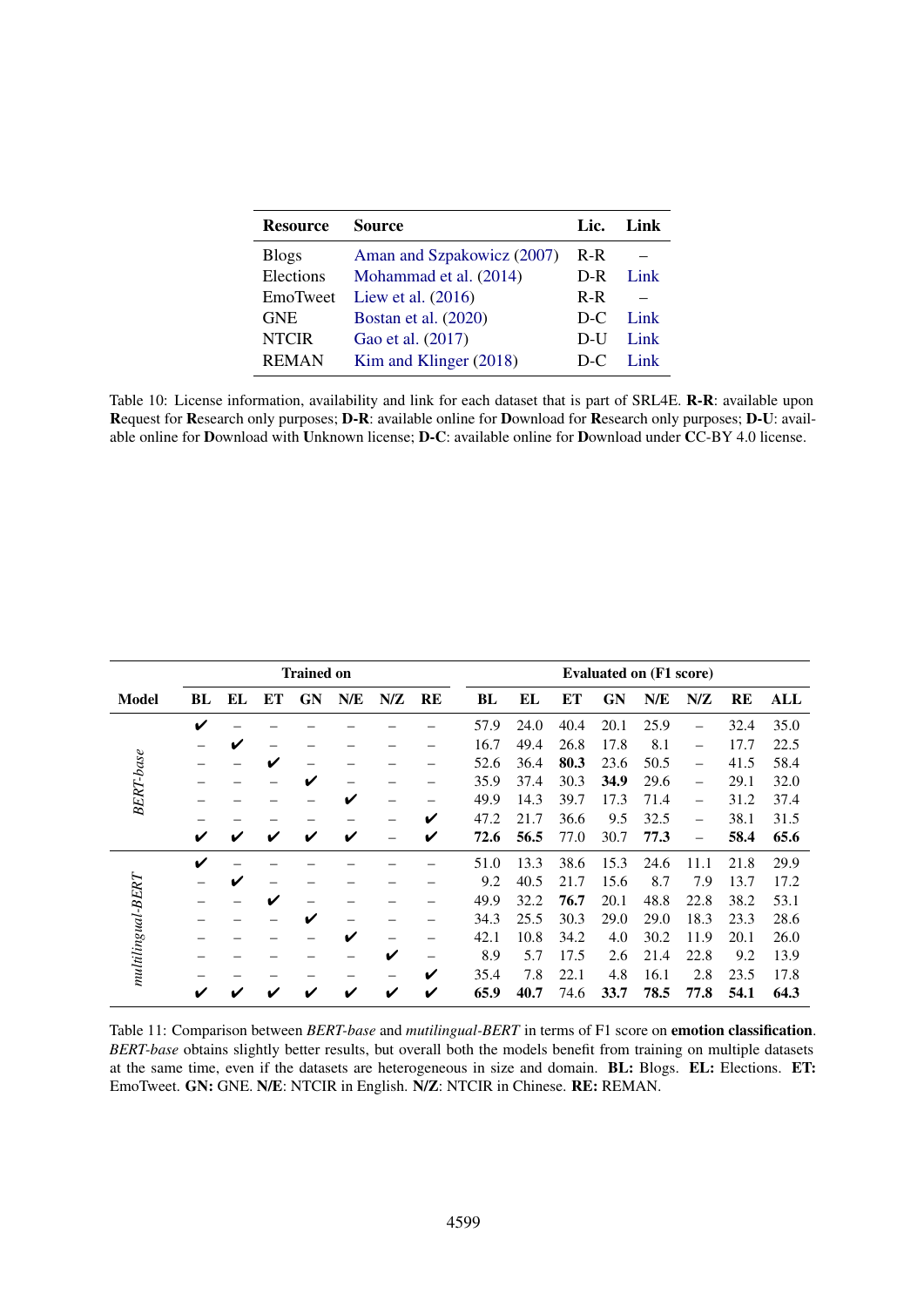| Resource | Source | Lic. | Link |
|---|---|---|---|
| Blogs | Aman and Szpakowicz (2007) | R-R | – |
| Elections | Mohammad et al. (2014) | D-R | Link |
| EmoTweet | Liew et al. (2016) | R-R | – |
| GNE | Bostan et al. (2020) | D-C | Link |
| NTCIR | Gao et al. (2017) | D-U | Link |
| REMAN | Kim and Klinger (2018) | D-C | Link |

Table 10: License information, availability and link for each dataset that is part of SRL4E. **R-R**: available upon **R**equest for **R**esearch only purposes; **D-R**: available online for **D**ownload for **R**esearch only purposes; **D-U**: available online for **D**ownload with **U**nknown license; **D-C**: available online for **D**ownload under **C**C-BY 4.0 license.

| Model | Trained on | | | | | | | Evaluated on (F1 score) | | | | | | | |
|---|---|---|---|---|---|---|---|---|---|---|---|---|---|---|---|
| | **BL** | **EL** | **ET** | **GN** | **N/E** | **N/Z** | **RE** | **BL** | **EL** | **ET** | **GN** | **N/E** | **N/Z** | **RE** | **ALL** |
| *BERT-base* | ✔ | – | – | – | – | – | – | 57.9 | 24.0 | 40.4 | 20.1 | 25.9 | – | 32.4 | 35.0 |
| | – | ✔ | – | – | – | – | – | 16.7 | 49.4 | 26.8 | 17.8 | 8.1 | – | 17.7 | 22.5 |
| | – | – | ✔ | – | – | – | – | 52.6 | 36.4 | **80.3** | 23.6 | 50.5 | – | 41.5 | 58.4 |
| | – | – | – | ✔ | – | – | – | 35.9 | 37.4 | 30.3 | **34.9** | 29.6 | – | 29.1 | 32.0 |
| | – | – | – | – | ✔ | – | – | 49.9 | 14.3 | 39.7 | 17.3 | 71.4 | – | 31.2 | 37.4 |
| | – | – | – | – | – | – | ✔ | 47.2 | 21.7 | 36.6 | 9.5 | 32.5 | – | 38.1 | 31.5 |
| | ✔ | ✔ | ✔ | ✔ | ✔ | – | ✔ | **72.6** | **56.5** | 77.0 | 30.7 | **77.3** | – | **58.4** | **65.6** |
| *multilingual-BERT* | ✔ | – | – | – | – | – | – | 51.0 | 13.3 | 38.6 | 15.3 | 24.6 | 11.1 | 21.8 | 29.9 |
| | – | ✔ | – | – | – | – | – | 9.2 | 40.5 | 21.7 | 15.6 | 8.7 | 7.9 | 13.7 | 17.2 |
| | – | – | ✔ | – | – | – | – | 49.9 | 32.2 | **76.7** | 20.1 | 48.8 | 22.8 | 38.2 | 53.1 |
| | – | – | – | ✔ | – | – | – | 34.3 | 25.5 | 30.3 | 29.0 | 29.0 | 18.3 | 23.3 | 28.6 |
| | – | – | – | – | ✔ | – | – | 42.1 | 10.8 | 34.2 | 4.0 | 30.2 | 11.9 | 20.1 | 26.0 |
| | – | – | – | – | – | ✔ | – | 8.9 | 5.7 | 17.5 | 2.6 | 21.4 | 22.8 | 9.2 | 13.9 |
| | – | – | – | – | – | – | ✔ | 35.4 | 7.8 | 22.1 | 4.8 | 16.1 | 2.8 | 23.5 | 17.8 |
| | ✔ | ✔ | ✔ | ✔ | ✔ | ✔ | ✔ | **65.9** | **40.7** | 74.6 | **33.7** | **78.5** | **77.8** | **54.1** | **64.3** |

Table 11: Comparison between *BERT-base* and *mutilingual-BERT* in terms of F1 score on **emotion classification**. *BERT-base* obtains slightly better results, but overall both the models benefit from training on multiple datasets at the same time, even if the datasets are heterogeneous in size and domain. **BL:** Blogs. **EL:** Elections. **ET:** EmoTweet. **GN:** GNE. **N/E**: NTCIR in English. **N/Z**: NTCIR in Chinese. **RE:** REMAN.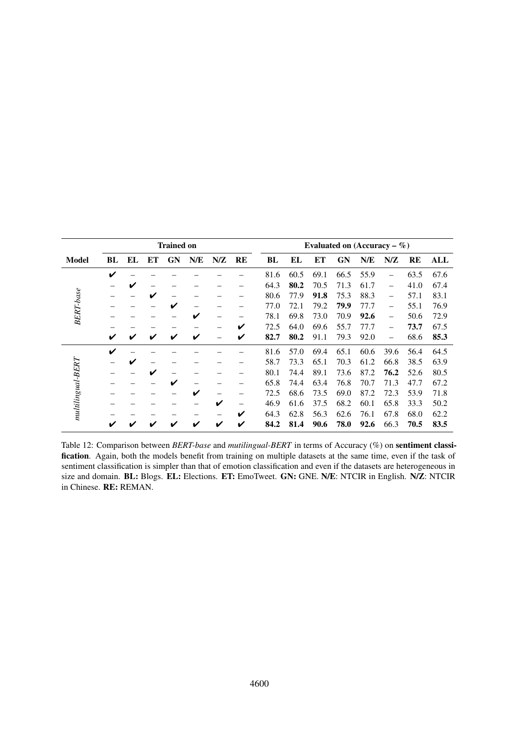| Model | Trained on | | | | | | | Evaluated on (Accuracy – %) | | | | | | | |
|---|---|---|---|---|---|---|---|---|---|---|---|---|---|---|---|
| | **BL** | **EL** | **ET** | **GN** | **N/E** | **N/Z** | **RE** | **BL** | **EL** | **ET** | **GN** | **N/E** | **N/Z** | **RE** | **ALL** |
| *BERT-base* | ✔ | – | – | – | – | – | – | 81.6 | 60.5 | 69.1 | 66.5 | 55.9 | – | 63.5 | 67.6 |
| | – | ✔ | – | – | – | – | – | 64.3 | **80.2** | 70.5 | 71.3 | 61.7 | – | 41.0 | 67.4 |
| | – | – | ✔ | – | – | – | – | 80.6 | 77.9 | **91.8** | 75.3 | 88.3 | – | 57.1 | 83.1 |
| | – | – | – | ✔ | – | – | – | 77.0 | 72.1 | 79.2 | **79.9** | 77.7 | – | 55.1 | 76.9 |
| | – | – | – | – | ✔ | – | – | 78.1 | 69.8 | 73.0 | 70.9 | **92.6** | – | 50.6 | 72.9 |
| | – | – | – | – | – | – | ✔ | 72.5 | 64.0 | 69.6 | 55.7 | 77.7 | – | **73.7** | 67.5 |
| | ✔ | ✔ | ✔ | ✔ | ✔ | – | ✔ | **82.7** | **80.2** | 91.1 | 79.3 | 92.0 | – | 68.6 | **85.3** |
| *mutilingual-BERT* | ✔ | – | – | – | – | – | – | 81.6 | 57.0 | 69.4 | 65.1 | 60.6 | 39.6 | 56.4 | 64.5 |
| | – | ✔ | – | – | – | – | – | 58.7 | 73.3 | 65.1 | 70.3 | 61.2 | 66.8 | 38.5 | 63.9 |
| | – | – | ✔ | – | – | – | – | 80.1 | 74.4 | 89.1 | 73.6 | 87.2 | **76.2** | 52.6 | 80.5 |
| | – | – | – | ✔ | – | – | – | 65.8 | 74.4 | 63.4 | 76.8 | 70.7 | 71.3 | 47.7 | 67.2 |
| | – | – | – | – | ✔ | – | – | 72.5 | 68.6 | 73.5 | 69.0 | 87.2 | 72.3 | 53.9 | 71.8 |
| | – | – | – | – | – | ✔ | – | 46.9 | 61.6 | 37.5 | 68.2 | 60.1 | 65.8 | 33.3 | 50.2 |
| | – | – | – | – | – | – | ✔ | 64.3 | 62.8 | 56.3 | 62.6 | 76.1 | 67.8 | 68.0 | 62.2 |
| | ✔ | ✔ | ✔ | ✔ | ✔ | ✔ | ✔ | **84.2** | **81.4** | **90.6** | **78.0** | **92.6** | 66.3 | **70.5** | **83.5** |

Table 12: Comparison between *BERT-base* and *mutilingual-BERT* in terms of Accuracy (%) on **sentiment classification**. Again, both the models benefit from training on multiple datasets at the same time, even if the task of sentiment classification is simpler than that of emotion classification and even if the datasets are heterogeneous in size and domain. **BL:** Blogs. **EL:** Elections. **ET:** EmoTweet. **GN:** GNE. **N/E**: NTCIR in English. **N/Z**: NTCIR in Chinese. **RE:** REMAN.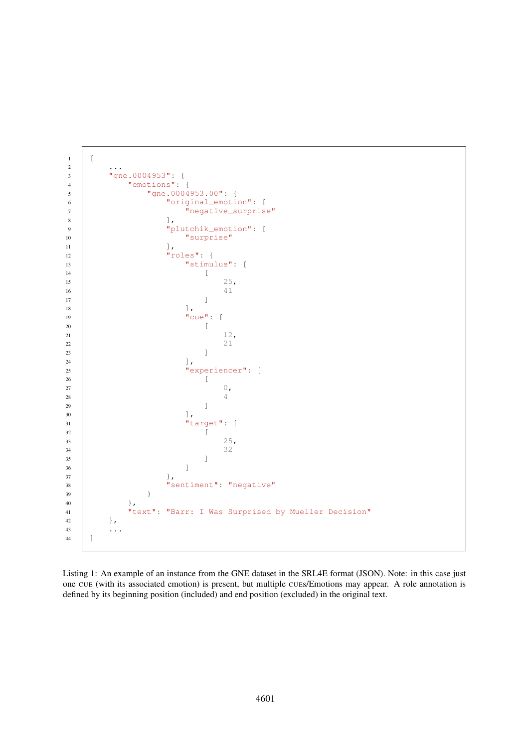```
[
    ...
    "gne.0004953": {
        "emotions": {
            "gne.0004953.00": {
                "original_emotion": [
                    "negative_surprise"
                ],
                "plutchik_emotion": [
                    "surprise"
                ],
                "roles": {
                    "stimulus": [
                        [
                            25,
                            41
                        ]
                    ],
                    "cue": [
                        [
                            12,
                            21
                        ]
                    ],
                    "experiencer": [
                        [
                            0,
                            4
                        ]
                    ],
                    "target": [
                        [
                            25,
                            32
                        ]
                    ]
                },
                "sentiment": "negative"
            }
        },
        "text": "Barr: I Was Surprised by Mueller Decision"
    },
    ...
]
```

Listing 1: An example of an instance from the GNE dataset in the SRL4E format (JSON). Note: in this case just one CUE (with its associated emotion) is present, but multiple CUEs/Emotions may appear. A role annotation is defined by its beginning position (included) and end position (excluded) in the original text.